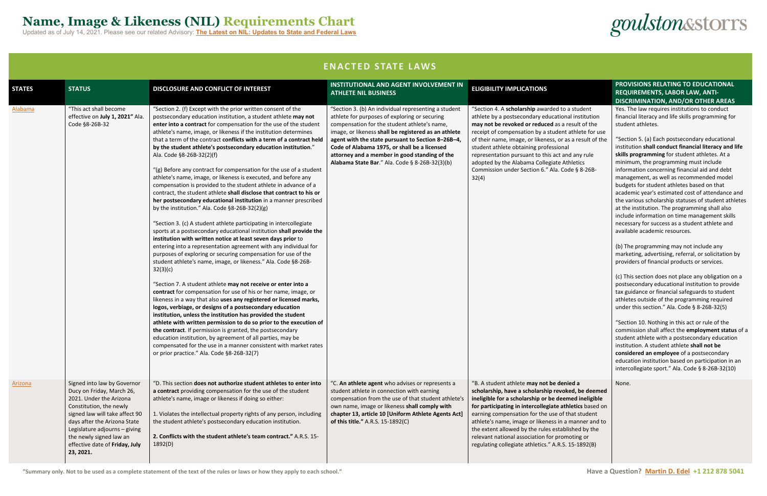# Name, Image & Likeness (NIL) Requirements Chart

Updated as of July 14, 2021. Please see our related Advisory: **The Latest on NIL: Updates to State and Federal Laws**

goulston&storrs

## ENACTED STATE LAWS

| STATES | STATUS | DISCLOSURE AND CONFLICT OF INTEREST | INSTITUTIONAL AND AGENT INVOLVEMENT IN ATHLETE NIL BUSINESS | ELIGIBILITY IMPLICATIONS | PROVISIONS RELATING TO EDUCATIONAL REQUIREMENTS, LABOR LAW, ANTI-DISCRIMINATION, AND/OR OTHER AREAS |
|---|---|---|---|---|---|
| Alabama | "This act shall become effective on **July 1, 2021"** Ala. Code §8-26B-32 | "Section 2. (f) Except with the prior written consent of the postsecondary education institution, a student athlete **may not enter into a contract** for compensation for the use of the student athlete's name, image, or likeness if the institution determines that a term of the contract **conflicts with a term of a contract held by the student athlete's postsecondary education institution**." Ala. Code §8-26B-32(2)(f)<br><br>"(g) Before any contract for compensation for the use of a student athlete's name, image, or likeness is executed, and before any compensation is provided to the student athlete in advance of a contract, the student athlete **shall disclose that contract to his or her postsecondary educational institution** in a manner prescribed by the institution." Ala. Code §8-26B-32(2)(g)<br><br>"Section 3. (c) A student athlete participating in intercollegiate sports at a postsecondary educational institution **shall provide the institution with written notice at least seven days prior** to entering into a representation agreement with any individual for purposes of exploring or securing compensation for use of the student athlete's name, image, or likeness." Ala. Code §8-26B-32(3)(c)<br><br>"Section 7. A student athlete **may not receive or enter into a contract** for compensation for use of his or her name, image, or likeness in a way that also **uses any registered or licensed marks, logos, verbiage, or designs of a postsecondary education institution, unless the institution has provided the student athlete with written permission to do so prior to the execution of the contract**. If permission is granted, the postsecondary education institution, by agreement of all parties, may be compensated for the use in a manner consistent with market rates or prior practice." Ala. Code §8-26B-32(7) | "Section 3. (b) An individual representing a student athlete for purposes of exploring or securing compensation for the student athlete's name, image, or likeness **shall be registered as an athlete agent with the state pursuant to Section 8–26B–4, Code of Alabama 1975, or shall be a licensed attorney and a member in good standing of the Alabama State Bar**." Ala. Code § 8-26B-32(3)(b) | "Section 4. A **scholarship** awarded to a student athlete by a postsecondary educational institution **may not be revoked or reduced** as a result of the receipt of compensation by a student athlete for use of their name, image, or likeness, or as a result of the student athlete obtaining professional representation pursuant to this act and any rule adopted by the Alabama Collegiate Athletics Commission under Section 6." Ala. Code § 8-26B-32(4) | Yes. The law requires institutions to conduct financial literacy and life skills programming for student athletes.<br><br>"Section 5. (a) Each postsecondary educational institution **shall conduct financial literacy and life skills programming** for student athletes. At a minimum, the programming must include information concerning financial aid and debt management, as well as recommended model budgets for student athletes based on that academic year's estimated cost of attendance and the various scholarship statuses of student athletes at the institution. The programming shall also include information on time management skills necessary for success as a student athlete and available academic resources.<br><br>(b) The programming may not include any marketing, advertising, referral, or solicitation by providers of financial products or services.<br><br>(c) This section does not place any obligation on a postsecondary educational institution to provide tax guidance or financial safeguards to student athletes outside of the programming required under this section." Ala. Code § 8-26B-32(5)<br><br>"Section 10. Nothing in this act or rule of the commission shall affect the **employment status** of a student athlete with a postsecondary education institution. A student athlete **shall not be considered an employee** of a postsecondary education institution based on participation in an intercollegiate sport." Ala. Code § 8-26B-32(10) |
| Arizona | Signed into law by Governor Ducy on Friday, March 26, 2021. Under the Arizona Constitution, the newly signed law will take effect 90 days after the Arizona State Legislature adjourns – giving the newly signed law an effective date of **Friday, July 23, 2021.** | "D. This section **does not authorize student athletes to enter into a contract** providing compensation for the use of the student athlete's name, image or likeness if doing so either:<br><br>1. Violates the intellectual property rights of any person, including the student athlete's postsecondary education institution.<br><br>**2. Conflicts with the student athlete's team contract."** A.R.S. 15-1892(D) | "C. **An athlete agent** who advises or represents a student athlete in connection with earning compensation from the use of that student athlete's own name, image or likeness **shall comply with chapter 13, article 10 [Uniform Athlete Agents Act] of this title."** A.R.S. 15-1892(C) | "B. A student athlete **may not be denied a scholarship, have a scholarship revoked, be deemed ineligible for a scholarship or be deemed ineligible for participating in intercollegiate athletics** based on earning compensation for the use of that student athlete's name, image or likeness in a manner and to the extent allowed by the rules established by the relevant national association for promoting or regulating collegiate athletics." A.R.S. 15-1892(B) | None. |

**"Summary only. Not to be used as a complete statement of the text of the rules or laws or how they apply to each school."**

**Have a Question? Martin D. Edel +1 212 878 5041**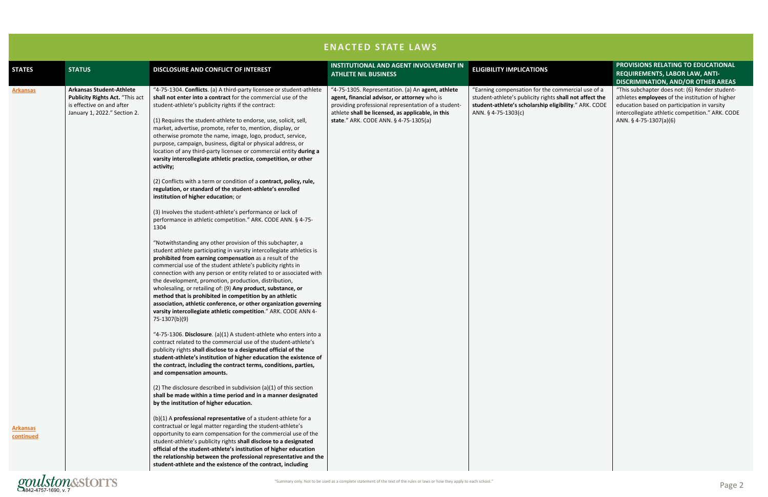## ENACTED STATE LAWS

| STATES | STATUS | DISCLOSURE AND CONFLICT OF INTEREST | INSTITUTIONAL AND AGENT INVOLVEMENT IN ATHLETE NIL BUSINESS | ELIGIBILITY IMPLICATIONS | PROVISIONS RELATING TO EDUCATIONAL REQUIREMENTS, LABOR LAW, ANTI-DISCRIMINATION, AND/OR OTHER AREAS |
|---|---|---|---|---|---|
| Arkansas | **Arkansas Student-Athlete Publicity Rights Act.** "This act is effective on and after January 1, 2022." Section 2. | "4-75-1304. **Conflicts**. (a) A third-party licensee or student-athlete **shall not enter into a contract** for the commercial use of the student-athlete's publicity rights if the contract:<br><br>(1) Requires the student-athlete to endorse, use, solicit, sell, market, advertise, promote, refer to, mention, display, or otherwise promote the name, image, logo, product, service, purpose, campaign, business, digital or physical address, or location of any third-party licensee or commercial entity **during a varsity intercollegiate athletic practice, competition, or other activity;**<br><br>(2) Conflicts with a term or condition of a **contract, policy, rule, regulation, or standard of the student-athlete's enrolled institution of higher education**; or<br><br>(3) Involves the student-athlete's performance or lack of performance in athletic competition." ARK. CODE ANN. § 4-75-1304<br><br>"Notwithstanding any other provision of this subchapter, a student athlete participating in varsity intercollegiate athletics is **prohibited from earning compensation** as a result of the commercial use of the student athlete's publicity rights in connection with any person or entity related to or associated with the development, promotion, production, distribution, wholesaling, or retailing of: (9) **Any product, substance, or method that is prohibited in competition by an athletic association, athletic conference, or other organization governing varsity intercollegiate athletic competition**." ARK. CODE ANN 4-75-1307(b)(9)<br><br>"4-75-1306. **Disclosure**. (a)(1) A student-athlete who enters into a contract related to the commercial use of the student-athlete's publicity rights **shall disclose to a designated official of the student-athlete's institution of higher education the existence of the contract, including the contract terms, conditions, parties, and compensation amounts.**<br><br>(2) The disclosure described in subdivision (a)(1) of this section **shall be made within a time period and in a manner designated by the institution of higher education.** | "4-75-1305. Representation. (a) An **agent, athlete agent, financial advisor, or attorney** who is providing professional representation of a student-athlete **shall be licensed, as applicable, in this state**." ARK. CODE ANN. § 4-75-1305(a) | "Earning compensation for the commercial use of a student-athlete's publicity rights **shall not affect the student-athlete's scholarship eligibility**." ARK. CODE ANN. § 4-75-1303(c) | "This subchapter does not: (6) Render student-athletes **employees** of the institution of higher education based on participation in varsity intercollegiate athletic competition." ARK. CODE ANN. § 4-75-1307(a)(6) |
| Arkansas continued | | (b)(1) A **professional representative** of a student-athlete for a contractual or legal matter regarding the student-athlete's opportunity to earn compensation for the commercial use of the student-athlete's publicity rights **shall disclose to a designated official of the student-athlete's institution of higher education the relationship between the professional representative and the student-athlete and the existence of the contract, including** | | | |

"Summary only. Not to be used as a complete statement of the text of the rules or laws or how they apply to each school."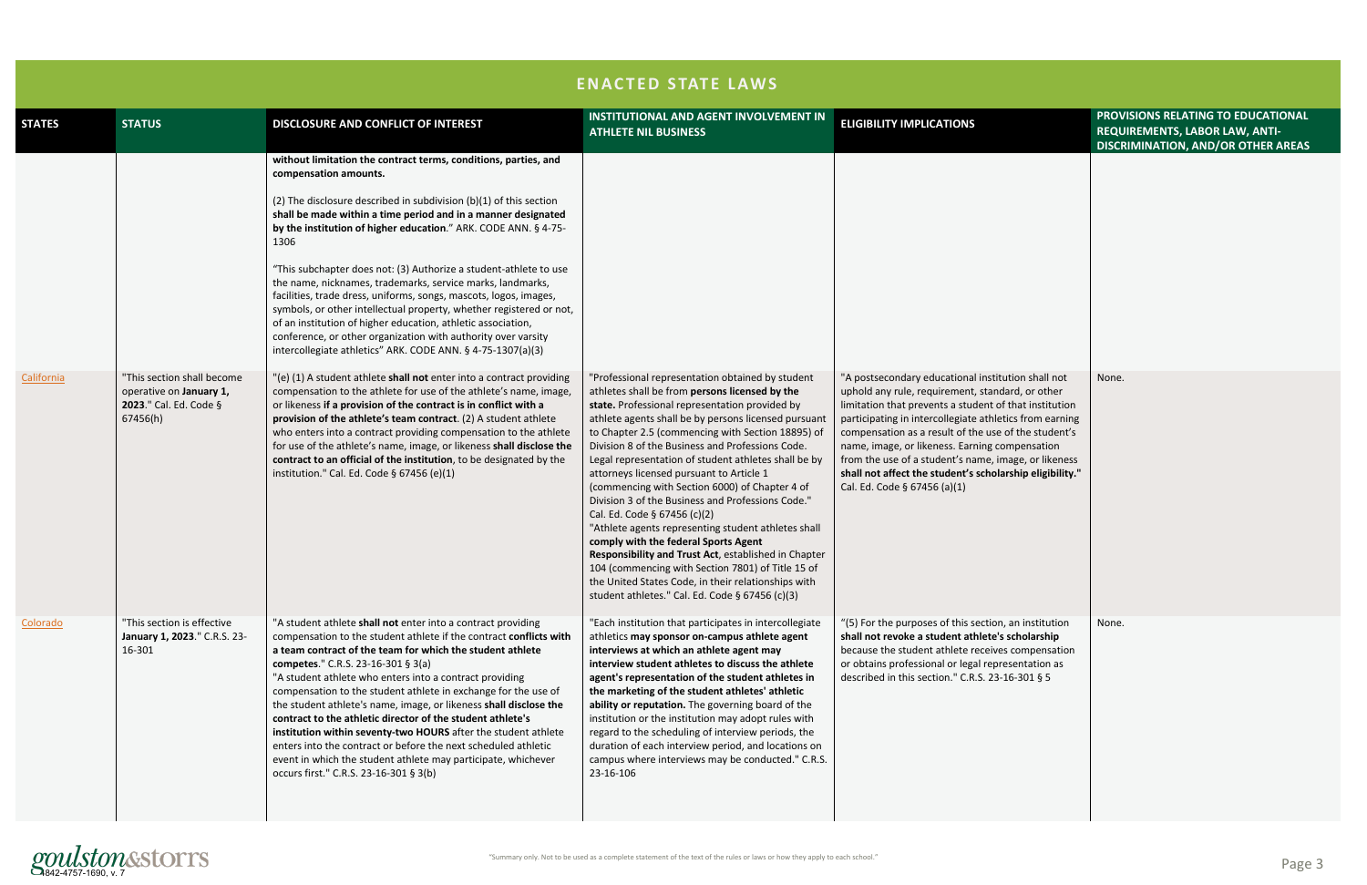## ENACTED STATE LAWS

| STATES | STATUS | DISCLOSURE AND CONFLICT OF INTEREST | INSTITUTIONAL AND AGENT INVOLVEMENT IN ATHLETE NIL BUSINESS | ELIGIBILITY IMPLICATIONS | PROVISIONS RELATING TO EDUCATIONAL REQUIREMENTS, LABOR LAW, ANTI-DISCRIMINATION, AND/OR OTHER AREAS |
|---|---|---|---|---|---|
| | | **without limitation the contract terms, conditions, parties, and compensation amounts.**<br><br>(2) The disclosure described in subdivision (b)(1) of this section **shall be made within a time period and in a manner designated by the institution of higher education**." ARK. CODE ANN. § 4-75-1306<br><br>"This subchapter does not: (3) Authorize a student-athlete to use the name, nicknames, trademarks, service marks, landmarks, facilities, trade dress, uniforms, songs, mascots, logos, images, symbols, or other intellectual property, whether registered or not, of an institution of higher education, athletic association, conference, or other organization with authority over varsity intercollegiate athletics" ARK. CODE ANN. § 4-75-1307(a)(3) | | | |
| California | "This section shall become operative on **January 1, 2023**." Cal. Ed. Code § 67456(h) | "(e) (1) A student athlete **shall not** enter into a contract providing compensation to the athlete for use of the athlete's name, image, or likeness **if a provision of the contract is in conflict with a provision of the athlete's team contract**. (2) A student athlete who enters into a contract providing compensation to the athlete for use of the athlete's name, image, or likeness **shall disclose the contract to an official of the institution**, to be designated by the institution." Cal. Ed. Code § 67456 (e)(1) | "Professional representation obtained by student athletes shall be from **persons licensed by the state.** Professional representation provided by athlete agents shall be by persons licensed pursuant to Chapter 2.5 (commencing with Section 18895) of Division 8 of the Business and Professions Code. Legal representation of student athletes shall be by attorneys licensed pursuant to Article 1 (commencing with Section 6000) of Chapter 4 of Division 3 of the Business and Professions Code." Cal. Ed. Code § 67456 (c)(2)<br>"Athlete agents representing student athletes shall **comply with the federal Sports Agent Responsibility and Trust Act**, established in Chapter 104 (commencing with Section 7801) of Title 15 of the United States Code, in their relationships with student athletes." Cal. Ed. Code § 67456 (c)(3) | "A postsecondary educational institution shall not uphold any rule, requirement, standard, or other limitation that prevents a student of that institution participating in intercollegiate athletics from earning compensation as a result of the use of the student's name, image, or likeness. Earning compensation from the use of a student's name, image, or likeness **shall not affect the student's scholarship eligibility.**" Cal. Ed. Code § 67456 (a)(1) | None. |
| Colorado | "This section is effective **January 1, 2023**." C.R.S. 23-16-301 | "A student athlete **shall not** enter into a contract providing compensation to the student athlete if the contract **conflicts with a team contract of the team for which the student athlete competes**." C.R.S. 23-16-301 § 3(a)<br>"A student athlete who enters into a contract providing compensation to the student athlete in exchange for the use of the student athlete's name, image, or likeness **shall disclose the contract to the athletic director of the student athlete's institution within seventy-two HOURS** after the student athlete enters into the contract or before the next scheduled athletic event in which the student athlete may participate, whichever occurs first." C.R.S. 23-16-301 § 3(b) | "Each institution that participates in intercollegiate athletics **may sponsor on-campus athlete agent interviews at which an athlete agent may interview student athletes to discuss the athlete agent's representation of the student athletes in the marketing of the student athletes' athletic ability or reputation.** The governing board of the institution or the institution may adopt rules with regard to the scheduling of interview periods, the duration of each interview period, and locations on campus where interviews may be conducted." C.R.S. 23-16-106 | "(5) For the purposes of this section, an institution **shall not revoke a student athlete's scholarship** because the student athlete receives compensation or obtains professional or legal representation as described in this section." C.R.S. 23-16-301 § 5 | None. |

"Summary only. Not to be used as a complete statement of the text of the rules or laws or how they apply to each school."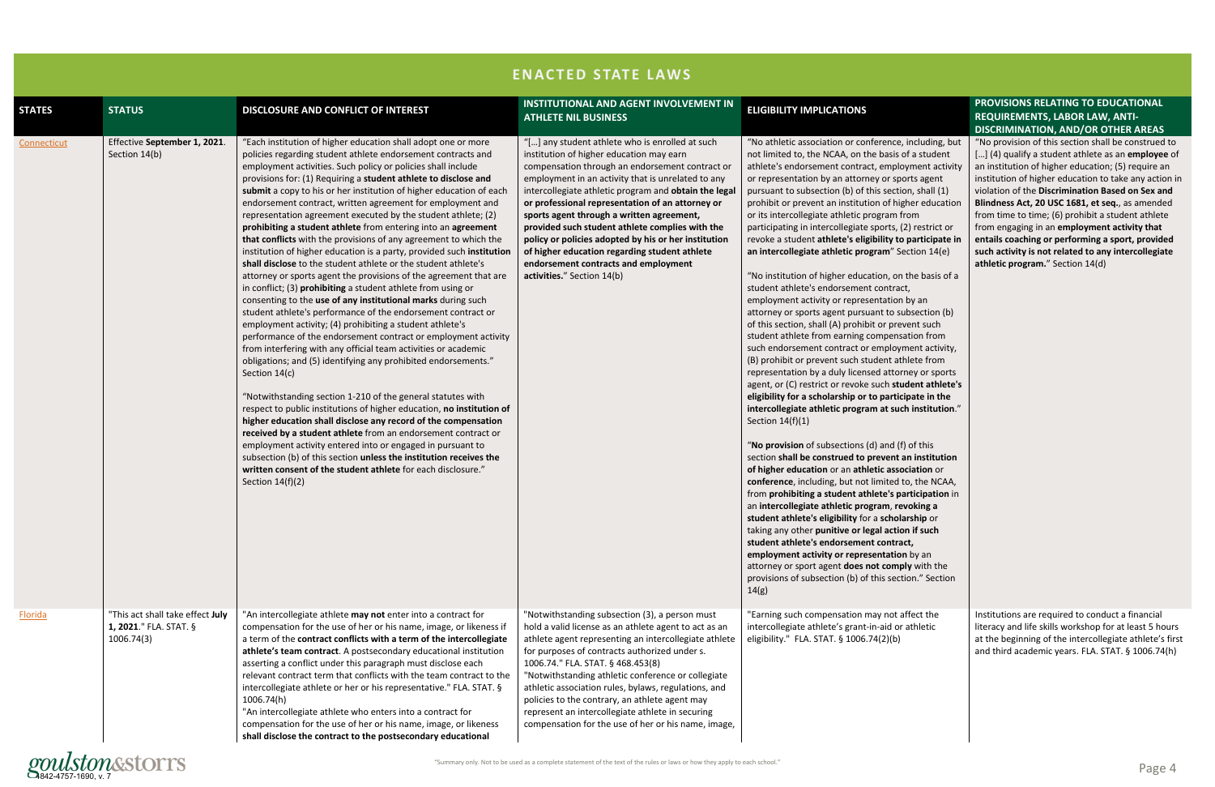## ENACTED STATE LAWS

| STATES | STATUS | DISCLOSURE AND CONFLICT OF INTEREST | INSTITUTIONAL AND AGENT INVOLVEMENT IN ATHLETE NIL BUSINESS | ELIGIBILITY IMPLICATIONS | PROVISIONS RELATING TO EDUCATIONAL REQUIREMENTS, LABOR LAW, ANTI-DISCRIMINATION, AND/OR OTHER AREAS |
|---|---|---|---|---|---|
| Connecticut | Effective **September 1, 2021**. Section 14(b) | "Each institution of higher education shall adopt one or more policies regarding student athlete endorsement contracts and employment activities. Such policy or policies shall include provisions for: (1) Requiring a **student athlete to disclose and submit** a copy to his or her institution of higher education of each endorsement contract, written agreement for employment and representation agreement executed by the student athlete; (2) **prohibiting a student athlete** from entering into an **agreement that conflicts** with the provisions of any agreement to which the institution of higher education is a party, provided such **institution shall disclose** to the student athlete or the student athlete's attorney or sports agent the provisions of the agreement that are in conflict; (3) **prohibiting** a student athlete from using or consenting to the **use of any institutional marks** during such student athlete's performance of the endorsement contract or employment activity; (4) prohibiting a student athlete's performance of the endorsement contract or employment activity from interfering with any official team activities or academic obligations; and (5) identifying any prohibited endorsements." Section 14(c)<br><br>"Notwithstanding section 1-210 of the general statutes with respect to public institutions of higher education, **no institution of higher education shall disclose any record of the compensation received by a student athlete** from an endorsement contract or employment activity entered into or engaged in pursuant to subsection (b) of this section **unless the institution receives the written consent of the student athlete** for each disclosure." Section 14(f)(2) | "[…] any student athlete who is enrolled at such institution of higher education may earn compensation through an endorsement contract or employment in an activity that is unrelated to any intercollegiate athletic program and **obtain the legal or professional representation of an attorney or sports agent through a written agreement, provided such student athlete complies with the policy or policies adopted by his or her institution of higher education regarding student athlete endorsement contracts and employment activities.**" Section 14(b) | "No athletic association or conference, including, but not limited to, the NCAA, on the basis of a student athlete's endorsement contract, employment activity or representation by an attorney or sports agent pursuant to subsection (b) of this section, shall (1) prohibit or prevent an institution of higher education or its intercollegiate athletic program from participating in intercollegiate sports, (2) restrict or revoke a student **athlete's eligibility to participate in an intercollegiate athletic program**" Section 14(e)<br><br>"No institution of higher education, on the basis of a student athlete's endorsement contract, employment activity or representation by an attorney or sports agent pursuant to subsection (b) of this section, shall (A) prohibit or prevent such student athlete from earning compensation from such endorsement contract or employment activity, (B) prohibit or prevent such student athlete from representation by a duly licensed attorney or sports agent, or (C) restrict or revoke such **student athlete's eligibility for a scholarship or to participate in the intercollegiate athletic program at such institution**." Section 14(f)(1)<br><br>"**No provision** of subsections (d) and (f) of this section **shall be construed to prevent an institution of higher education** or an **athletic association** or **conference**, including, but not limited to, the NCAA, from **prohibiting a student athlete's participation** in an **intercollegiate athletic program**, **revoking a student athlete's eligibility** for a **scholarship** or taking any other **punitive or legal action if such student athlete's endorsement contract, employment activity or representation** by an attorney or sport agent **does not comply** with the provisions of subsection (b) of this section." Section 14(g) | "No provision of this section shall be construed to […] (4) qualify a student athlete as an **employee** of an institution of higher education; (5) require an institution of higher education to take any action in violation of the **Discrimination Based on Sex and Blindness Act, 20 USC 1681, et seq.**, as amended from time to time; (6) prohibit a student athlete from engaging in an **employment activity that entails coaching or performing a sport, provided such activity is not related to any intercollegiate athletic program.**" Section 14(d) |
| Florida | "This act shall take effect **July 1, 2021**." FLA. STAT. § 1006.74(3) | "An intercollegiate athlete **may not** enter into a contract for compensation for the use of her or his name, image, or likeness if a term of the **contract conflicts with a term of the intercollegiate athlete's team contract**. A postsecondary educational institution asserting a conflict under this paragraph must disclose each relevant contract term that conflicts with the team contract to the intercollegiate athlete or her or his representative." FLA. STAT. § 1006.74(h)<br>"An intercollegiate athlete who enters into a contract for compensation for the use of her or his name, image, or likeness **shall disclose the contract to the postsecondary educational** | "Notwithstanding subsection (3), a person must hold a valid license as an athlete agent to act as an athlete agent representing an intercollegiate athlete for purposes of contracts authorized under s. 1006.74." FLA. STAT. § 468.453(8)<br>"Notwithstanding athletic conference or collegiate athletic association rules, bylaws, regulations, and policies to the contrary, an athlete agent may represent an intercollegiate athlete in securing compensation for the use of her or his name, image, | "Earning such compensation may not affect the intercollegiate athlete's grant-in-aid or athletic eligibility." FLA. STAT. § 1006.74(2)(b) | Institutions are required to conduct a financial literacy and life skills workshop for at least 5 hours at the beginning of the intercollegiate athlete's first and third academic years. FLA. STAT. § 1006.74(h) |

"Summary only. Not to be used as a complete statement of the text of the rules or laws or how they apply to each school."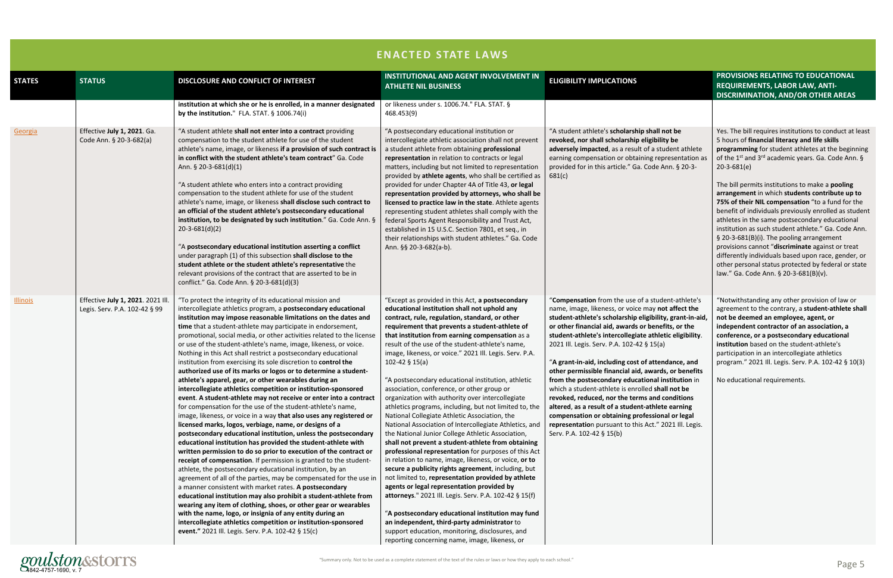## ENACTED STATE LAWS

| STATES | STATUS | DISCLOSURE AND CONFLICT OF INTEREST | INSTITUTIONAL AND AGENT INVOLVEMENT IN ATHLETE NIL BUSINESS | ELIGIBILITY IMPLICATIONS | PROVISIONS RELATING TO EDUCATIONAL REQUIREMENTS, LABOR LAW, ANTI-DISCRIMINATION, AND/OR OTHER AREAS |
|---|---|---|---|---|---|
| | | **institution at which she or he is enrolled, in a manner designated by the institution.**" FLA. STAT. § 1006.74(i) | or likeness under s. 1006.74." FLA. STAT. § 468.453(9) | | |
| Georgia | Effective **July 1, 2021**. Ga. Code Ann. § 20-3-682(a) | "A student athlete **shall not enter into a contract** providing compensation to the student athlete for use of the student athlete's name, image, or likeness **if a provision of such contract is in conflict with the student athlete's team contract**" Ga. Code Ann. § 20-3-681(d)(1)<br><br>"A student athlete who enters into a contract providing compensation to the student athlete for use of the student athlete's name, image, or likeness **shall disclose such contract to an official of the student athlete's postsecondary educational institution, to be designated by such institution**." Ga. Code Ann. § 20-3-681(d)(2)<br><br>"A **postsecondary educational institution asserting a conflict** under paragraph (1) of this subsection **shall disclose to the student athlete or the student athlete's representative** the relevant provisions of the contract that are asserted to be in conflict." Ga. Code Ann. § 20-3-681(d)(3) | "A postsecondary educational institution or intercollegiate athletic association shall not prevent a student athlete from obtaining **professional representation** in relation to contracts or legal matters, including but not limited to representation provided by **athlete agents**, who shall be certified as provided for under Chapter 4A of Title 43, **or legal representation provided by attorneys, who shall be licensed to practice law in the state**. Athlete agents representing student athletes shall comply with the federal Sports Agent Responsibility and Trust Act, established in 15 U.S.C. Section 7801, et seq., in their relationships with student athletes." Ga. Code Ann. §§ 20-3-682(a-b). | "A student athlete's **scholarship shall not be revoked, nor shall scholarship eligibility be adversely impacted**, as a result of a student athlete earning compensation or obtaining representation as provided for in this article." Ga. Code Ann. § 20-3-681(c) | Yes. The bill requires institutions to conduct at least 5 hours of **financial literacy and life skills programming** for student athletes at the beginning of the 1st and 3rd academic years. Ga. Code Ann. § 20-3-681(e)<br><br>The bill permits institutions to make a **pooling arrangement** in which **students contribute up to 75% of their NIL compensation** "to a fund for the benefit of individuals previously enrolled as student athletes in the same postsecondary educational institution as such student athlete." Ga. Code Ann. § 20-3-681(B)(i). The pooling arrangement provisions cannot "**discriminate** against or treat differently individuals based upon race, gender, or other personal status protected by federal or state law." Ga. Code Ann. § 20-3-681(B)(v). |
| Illinois | Effective **July 1, 2021**. 2021 Ill. Legis. Serv. P.A. 102-42 § 99 | "To protect the integrity of its educational mission and intercollegiate athletics program, a **postsecondary educational institution may impose reasonable limitations on the dates and time** that a student-athlete may participate in endorsement, promotional, social media, or other activities related to the license or use of the student-athlete's name, image, likeness, or voice. Nothing in this Act shall restrict a postsecondary educational institution from exercising its sole discretion to **control the authorized use of its marks or logos or to determine a student-athlete's apparel, gear, or other wearables during an intercollegiate athletics competition or institution-sponsored event**. **A student-athlete may not receive or enter into a contract** for compensation for the use of the student-athlete's name, image, likeness, or voice in a way **that also uses any registered or licensed marks, logos, verbiage, name, or designs of a postsecondary educational institution, unless the postsecondary educational institution has provided the student-athlete with written permission to do so prior to execution of the contract or receipt of compensation**. If permission is granted to the student-athlete, the postsecondary educational institution, by an agreement of all of the parties, may be compensated for the use in a manner consistent with market rates. **A postsecondary educational institution may also prohibit a student-athlete from wearing any item of clothing, shoes, or other gear or wearables with the name, logo, or insignia of any entity during an intercollegiate athletics competition or institution-sponsored event.**" 2021 Ill. Legis. Serv. P.A. 102-42 § 15(c) | "Except as provided in this Act, **a postsecondary educational institution shall not uphold any contract, rule, regulation, standard, or other requirement that prevents a student-athlete of that institution from earning compensation** as a result of the use of the student-athlete's name, image, likeness, or voice." 2021 Ill. Legis. Serv. P.A. 102-42 § 15(a)<br><br>"A postsecondary educational institution, athletic association, conference, or other group or organization with authority over intercollegiate athletics programs, including, but not limited to, the National Collegiate Athletic Association, the National Association of Intercollegiate Athletics, and the National Junior College Athletic Association, **shall not prevent a student-athlete from obtaining professional representation** for purposes of this Act in relation to name, image, likeness, or voice, **or to secure a publicity rights agreement**, including, but not limited to, **representation provided by athlete agents or legal representation provided by attorneys**." 2021 Ill. Legis. Serv. P.A. 102-42 § 15(f)<br><br>"**A postsecondary educational institution may fund an independent, third-party administrator** to support education, monitoring, disclosures, and reporting concerning name, image, likeness, or | "**Compensation** from the use of a student-athlete's name, image, likeness, or voice may **not affect the student-athlete's scholarship eligibility, grant-in-aid, or other financial aid, awards or benefits, or the student-athlete's intercollegiate athletic eligibility**. 2021 Ill. Legis. Serv. P.A. 102-42 § 15(a)<br><br>"**A grant-in-aid, including cost of attendance, and other permissible financial aid, awards, or benefits from the postsecondary educational institution** in which a student-athlete is enrolled **shall not be revoked, reduced, nor the terms and conditions altered**, **as a result of a student-athlete earning compensation or obtaining professional or legal representation** pursuant to this Act." 2021 Ill. Legis. Serv. P.A. 102-42 § 15(b) | "Notwithstanding any other provision of law or agreement to the contrary, a **student-athlete shall not be deemed an employee, agent, or independent contractor of an association, a conference, or a postsecondary educational institution** based on the student-athlete's participation in an intercollegiate athletics program." 2021 Ill. Legis. Serv. P.A. 102-42 § 10(3)<br><br>No educational requirements. |

"Summary only. Not to be used as a complete statement of the text of the rules or laws or how they apply to each school."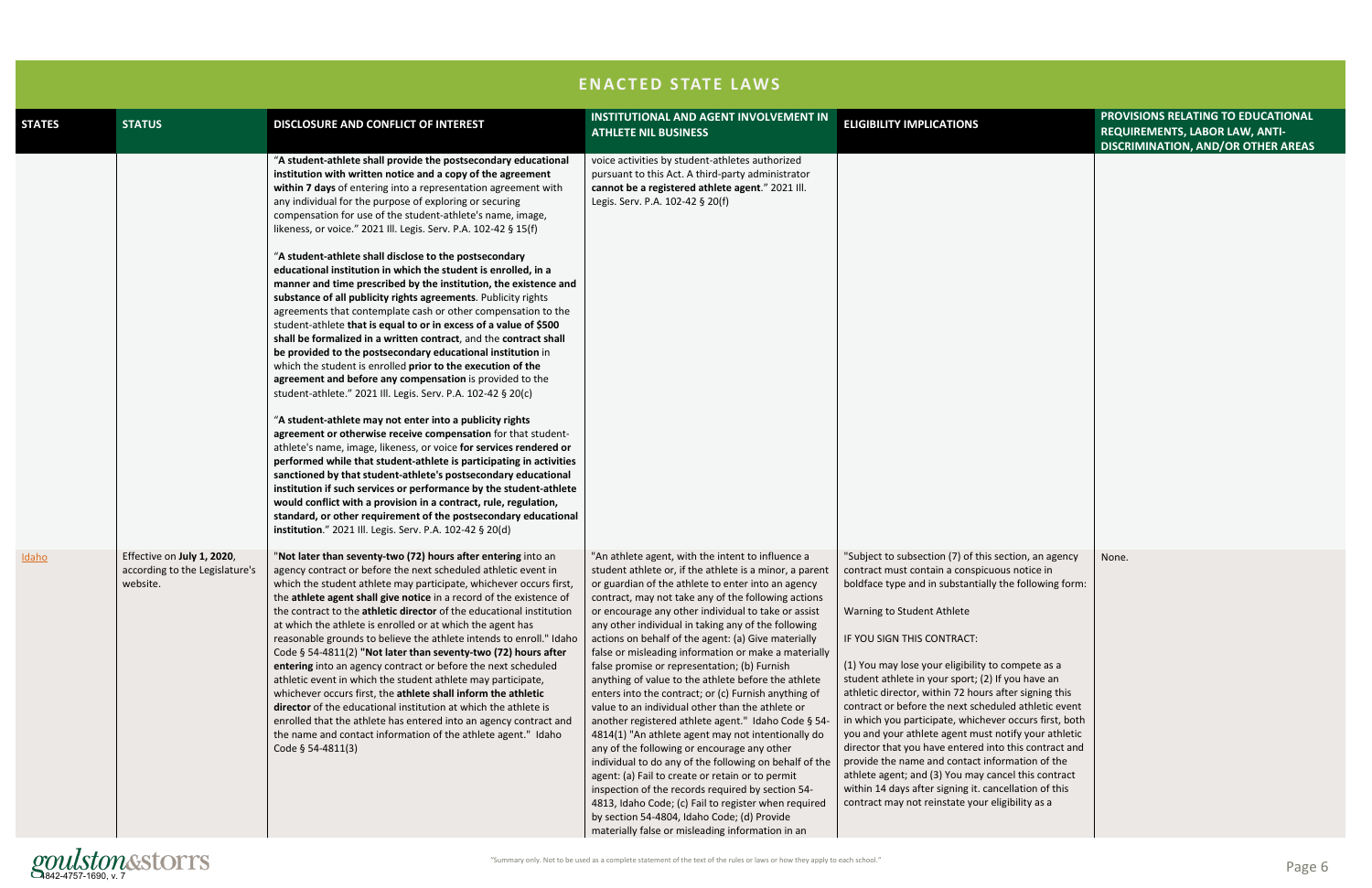## ENACTED STATE LAWS

| STATES | STATUS | DISCLOSURE AND CONFLICT OF INTEREST | INSTITUTIONAL AND AGENT INVOLVEMENT IN ATHLETE NIL BUSINESS | ELIGIBILITY IMPLICATIONS | PROVISIONS RELATING TO EDUCATIONAL REQUIREMENTS, LABOR LAW, ANTI-DISCRIMINATION, AND/OR OTHER AREAS |
|---|---|---|---|---|---|
| | | "**A student-athlete shall provide the postsecondary educational institution with written notice and a copy of the agreement within 7 days** of entering into a representation agreement with any individual for the purpose of exploring or securing compensation for use of the student-athlete's name, image, likeness, or voice." 2021 Ill. Legis. Serv. P.A. 102-42 § 15(f)<br><br>"**A student-athlete shall disclose to the postsecondary educational institution in which the student is enrolled, in a manner and time prescribed by the institution, the existence and substance of all publicity rights agreements**. Publicity rights agreements that contemplate cash or other compensation to the student-athlete **that is equal to or in excess of a value of $500 shall be formalized in a written contract**, and the **contract shall be provided to the postsecondary educational institution** in which the student is enrolled **prior to the execution of the agreement and before any compensation** is provided to the student-athlete." 2021 Ill. Legis. Serv. P.A. 102-42 § 20(c)<br><br>"**A student-athlete may not enter into a publicity rights agreement or otherwise receive compensation** for that student-athlete's name, image, likeness, or voice **for services rendered or performed while that student-athlete is participating in activities sanctioned by that student-athlete's postsecondary educational institution if such services or performance by the student-athlete would conflict with a provision in a contract, rule, regulation, standard, or other requirement of the postsecondary educational institution**." 2021 Ill. Legis. Serv. P.A. 102-42 § 20(d) | voice activities by student-athletes authorized pursuant to this Act. A third-party administrator **cannot be a registered athlete agent**." 2021 Ill. Legis. Serv. P.A. 102-42 § 20(f) | | |
| Idaho | Effective on **July 1, 2020**, according to the Legislature's website. | "**Not later than seventy-two (72) hours after entering** into an agency contract or before the next scheduled athletic event in which the student athlete may participate, whichever occurs first, the **athlete agent shall give notice** in a record of the existence of the contract to the **athletic director** of the educational institution at which the athlete is enrolled or at which the agent has reasonable grounds to believe the athlete intends to enroll." Idaho Code § 54-4811(2) "**Not later than seventy-two (72) hours after entering** into an agency contract or before the next scheduled athletic event in which the student athlete may participate, whichever occurs first, the **athlete shall inform the athletic director** of the educational institution at which the athlete is enrolled that the athlete has entered into an agency contract and the name and contact information of the athlete agent." Idaho Code § 54-4811(3) | "An athlete agent, with the intent to influence a student athlete or, if the athlete is a minor, a parent or guardian of the athlete to enter into an agency contract, may not take any of the following actions or encourage any other individual to take or assist any other individual in taking any of the following actions on behalf of the agent: (a) Give materially false or misleading information or make a materially false promise or representation; (b) Furnish anything of value to the athlete before the athlete enters into the contract; or (c) Furnish anything of value to an individual other than the athlete or another registered athlete agent." Idaho Code § 54-4814(1) "An athlete agent may not intentionally do any of the following or encourage any other individual to do any of the following on behalf of the agent: (a) Fail to create or retain or to permit inspection of the records required by section 54-4813, Idaho Code; (c) Fail to register when required by section 54-4804, Idaho Code; (d) Provide materially false or misleading information in an | "Subject to subsection (7) of this section, an agency contract must contain a conspicuous notice in boldface type and in substantially the following form:<br><br>Warning to Student Athlete<br><br>IF YOU SIGN THIS CONTRACT:<br><br>(1) You may lose your eligibility to compete as a student athlete in your sport; (2) If you have an athletic director, within 72 hours after signing this contract or before the next scheduled athletic event in which you participate, whichever occurs first, both you and your athlete agent must notify your athletic director that you have entered into this contract and provide the name and contact information of the athlete agent; and (3) You may cancel this contract within 14 days after signing it. cancellation of this contract may not reinstate your eligibility as a | None. |

"Summary only. Not to be used as a complete statement of the text of the rules or laws or how they apply to each school."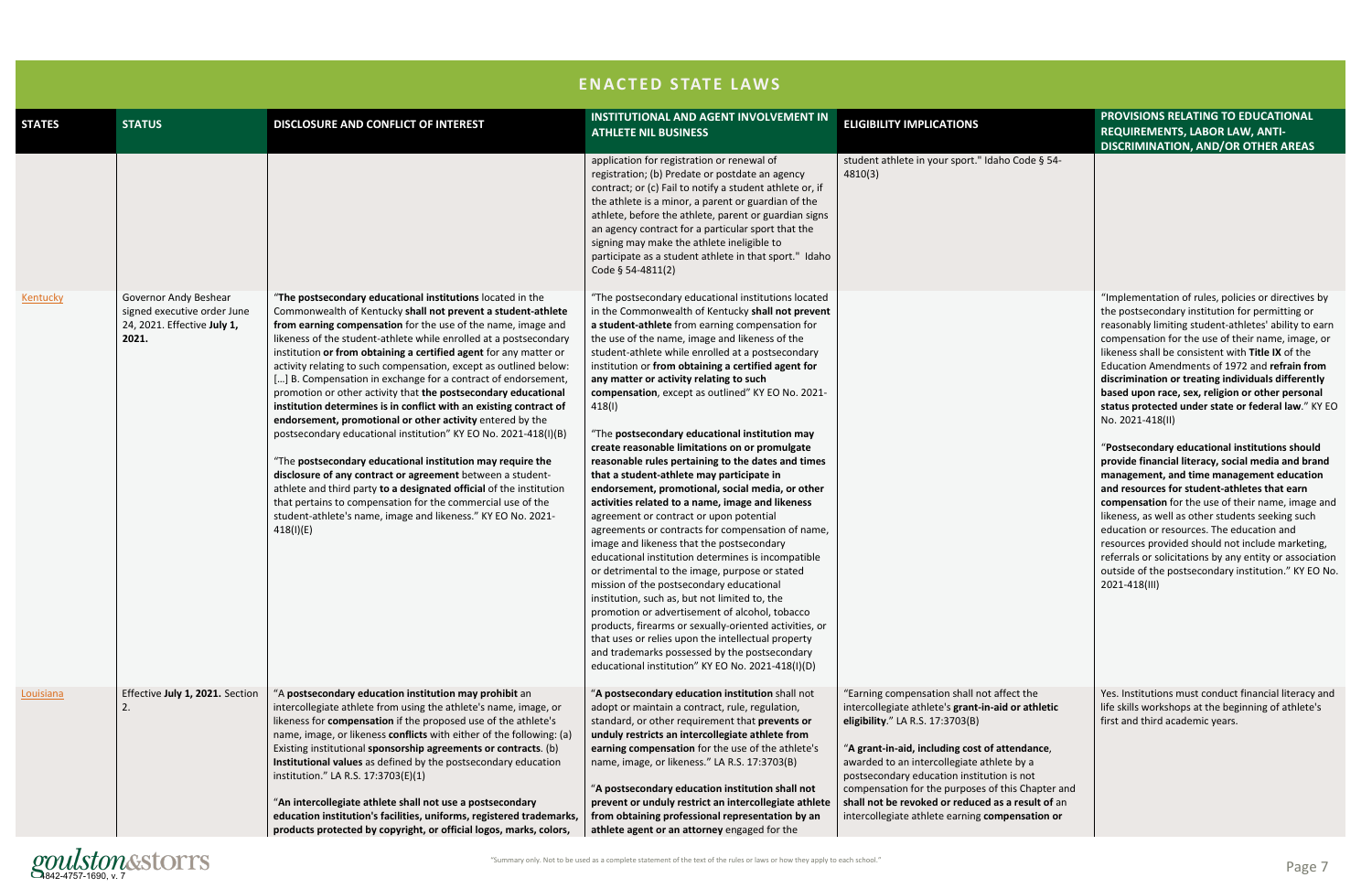## ENACTED STATE LAWS

| STATES | STATUS | DISCLOSURE AND CONFLICT OF INTEREST | INSTITUTIONAL AND AGENT INVOLVEMENT IN ATHLETE NIL BUSINESS | ELIGIBILITY IMPLICATIONS | PROVISIONS RELATING TO EDUCATIONAL REQUIREMENTS, LABOR LAW, ANTI-DISCRIMINATION, AND/OR OTHER AREAS |
|---|---|---|---|---|---|
| | | | application for registration or renewal of registration; (b) Predate or postdate an agency contract; or (c) Fail to notify a student athlete or, if the athlete is a minor, a parent or guardian of the athlete, before the athlete, parent or guardian signs an agency contract for a particular sport that the signing may make the athlete ineligible to participate as a student athlete in that sport." Idaho Code § 54-4811(2) | student athlete in your sport." Idaho Code § 54-4810(3) | |
| Kentucky | Governor Andy Beshear signed executive order June 24, 2021. Effective **July 1, 2021.** | "**The postsecondary educational institutions** located in the Commonwealth of Kentucky **shall not prevent a student-athlete from earning compensation** for the use of the name, image and likeness of the student-athlete while enrolled at a postsecondary institution **or from obtaining a certified agent** for any matter or activity relating to such compensation, except as outlined below: [...] B. Compensation in exchange for a contract of endorsement, promotion or other activity that **the postsecondary educational institution determines is in conflict with an existing contract of endorsement, promotional or other activity** entered by the postsecondary educational institution" KY EO No. 2021-418(I)(B)<br><br>"The **postsecondary educational institution may require the disclosure of any contract or agreement** between a student-athlete and third party **to a designated official** of the institution that pertains to compensation for the commercial use of the student-athlete's name, image and likeness." KY EO No. 2021-418(I)(E) | "The postsecondary educational institutions located in the Commonwealth of Kentucky **shall not prevent a student-athlete** from earning compensation for the use of the name, image and likeness of the student-athlete while enrolled at a postsecondary institution or **from obtaining a certified agent for any matter or activity relating to such compensation**, except as outlined" KY EO No. 2021-418(I)<br><br>"The **postsecondary educational institution may create reasonable limitations on or promulgate reasonable rules pertaining to the dates and times that a student-athlete may participate in endorsement, promotional, social media, or other activities related to a name, image and likeness** agreement or contract or upon potential agreements or contracts for compensation of name, image and likeness that the postsecondary educational institution determines is incompatible or detrimental to the image, purpose or stated mission of the postsecondary educational institution, such as, but not limited to, the promotion or advertisement of alcohol, tobacco products, firearms or sexually-oriented activities, or that uses or relies upon the intellectual property and trademarks possessed by the postsecondary educational institution" KY EO No. 2021-418(I)(D) | | "Implementation of rules, policies or directives by the postsecondary institution for permitting or reasonably limiting student-athletes' ability to earn compensation for the use of their name, image, or likeness shall be consistent with **Title IX** of the Education Amendments of 1972 and **refrain from discrimination or treating individuals differently based upon race, sex, religion or other personal status protected under state or federal law**." KY EO No. 2021-418(II)<br><br>"**Postsecondary educational institutions should provide financial literacy, social media and brand management, and time management education and resources for student-athletes that earn compensation** for the use of their name, image and likeness, as well as other students seeking such education or resources. The education and resources provided should not include marketing, referrals or solicitations by any entity or association outside of the postsecondary institution." KY EO No. 2021-418(III) |
| Louisiana | Effective **July 1, 2021.** Section 2. | "A **postsecondary education institution may prohibit** an intercollegiate athlete from using the athlete's name, image, or likeness for **compensation** if the proposed use of the athlete's name, image, or likeness **conflicts** with either of the following: (a) Existing institutional **sponsorship agreements or contracts**. (b) **Institutional values** as defined by the postsecondary education institution." LA R.S. 17:3703(E)(1)<br><br>"**An intercollegiate athlete shall not use a postsecondary education institution's facilities, uniforms, registered trademarks, products protected by copyright, or official logos, marks, colors,** | "**A postsecondary education institution** shall not adopt or maintain a contract, rule, regulation, standard, or other requirement that **prevents or unduly restricts an intercollegiate athlete from earning compensation** for the use of the athlete's name, image, or likeness." LA R.S. 17:3703(B)<br><br>"**A postsecondary education institution shall not prevent or unduly restrict an intercollegiate athlete from obtaining professional representation by an athlete agent or an attorney** engaged for the | "Earning compensation shall not affect the intercollegiate athlete's **grant-in-aid or athletic eligibility**." LA R.S. 17:3703(B)<br><br>"**A grant-in-aid, including cost of attendance**, awarded to an intercollegiate athlete by a postsecondary education institution is not compensation for the purposes of this Chapter and **shall not be revoked or reduced as a result of** an intercollegiate athlete earning **compensation or** | Yes. Institutions must conduct financial literacy and life skills workshops at the beginning of athlete's first and third academic years. |

"Summary only. Not to be used as a complete statement of the text of the rules or laws or how they apply to each school."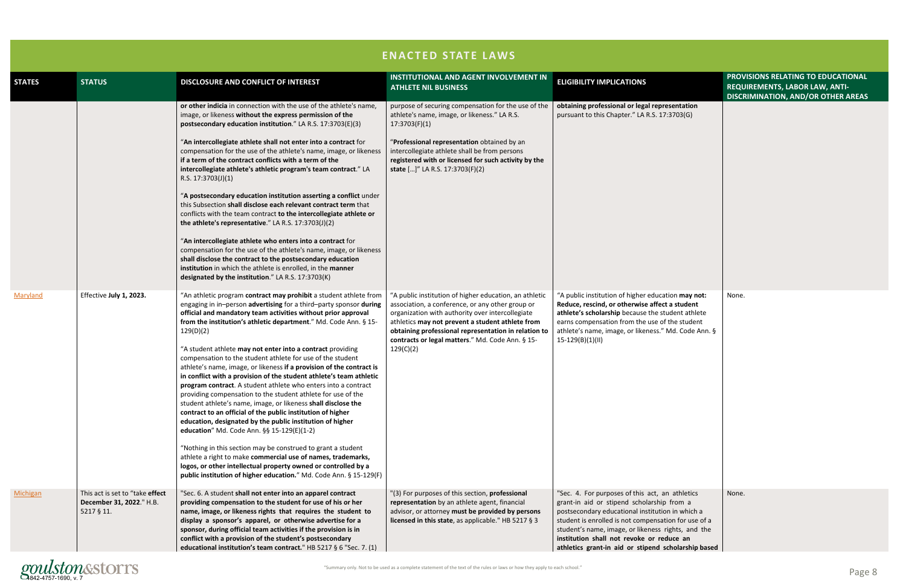# ENACTED STATE LAWS

| STATES | STATUS | DISCLOSURE AND CONFLICT OF INTEREST | INSTITUTIONAL AND AGENT INVOLVEMENT IN ATHLETE NIL BUSINESS | ELIGIBILITY IMPLICATIONS | PROVISIONS RELATING TO EDUCATIONAL REQUIREMENTS, LABOR LAW, ANTI-DISCRIMINATION, AND/OR OTHER AREAS |
|---|---|---|---|---|---|
| | | **or other indicia** in connection with the use of the athlete's name, image, or likeness **without the express permission of the postsecondary education institution**." LA R.S. 17:3703(E)(3)<br><br>"**An intercollegiate athlete shall not enter into a contract** for compensation for the use of the athlete's name, image, or likeness **if a term of the contract conflicts with a term of the intercollegiate athlete's athletic program's team contract**." LA R.S. 17:3703(J)(1)<br><br>"**A postsecondary education institution asserting a conflict** under this Subsection **shall disclose each relevant contract term** that conflicts with the team contract **to the intercollegiate athlete or the athlete's representative**." LA R.S. 17:3703(J)(2)<br><br>"**An intercollegiate athlete who enters into a contract** for compensation for the use of the athlete's name, image, or likeness **shall disclose the contract to the postsecondary education institution** in which the athlete is enrolled, in the **manner designated by the institution**." LA R.S. 17:3703(K) | purpose of securing compensation for the use of the athlete's name, image, or likeness." LA R.S. 17:3703(F)(1)<br><br>"**Professional representation** obtained by an intercollegiate athlete shall be from persons **registered with or licensed for such activity by the state** […]" LA R.S. 17:3703(F)(2) | **obtaining professional or legal representation** pursuant to this Chapter." LA R.S. 17:3703(G) | |
| Maryland | Effective **July 1, 2023.** | "An athletic program **contract may prohibit** a student athlete from engaging in in–person **advertising** for a third–party sponsor **during official and mandatory team activities without prior approval from the institution's athletic department**." Md. Code Ann. § 15-129(D)(2)<br><br>"A student athlete **may not enter into a contract** providing compensation to the student athlete for use of the student athlete's name, image, or likeness **if a provision of the contract is in conflict with a provision of the student athlete's team athletic program contract**. A student athlete who enters into a contract providing compensation to the student athlete for use of the student athlete's name, image, or likeness **shall disclose the contract to an official of the public institution of higher education, designated by the public institution of higher education**" Md. Code Ann. §§ 15-129(E)(1-2)<br><br>"Nothing in this section may be construed to grant a student athlete a right to make **commercial use of names, trademarks, logos, or other intellectual property owned or controlled by a public institution of higher education.**" Md. Code Ann. § 15-129(F) | "A public institution of higher education, an athletic association, a conference, or any other group or organization with authority over intercollegiate athletics **may not prevent a student athlete from obtaining professional representation in relation to contracts or legal matters**." Md. Code Ann. § 15-129(C)(2) | "A public institution of higher education **may not: Reduce, rescind, or otherwise affect a student athlete's scholarship** because the student athlete earns compensation from the use of the student athlete's name, image, or likeness." Md. Code Ann. § 15-129(B)(1)(II) | None. |
| Michigan | This act is set to "take **effect December 31, 2022**." H.B. 5217 § 11. | "Sec. 6. A student **shall not enter into an apparel contract providing compensation to the student for use of his or her name, image, or likeness rights that requires the student to display a sponsor's apparel, or otherwise advertise for a sponsor, during official team activities if the provision is in conflict with a provision of the student's postsecondary educational institution's team contract.**" HB 5217 § 6 "Sec. 7. (1) | "(3) For purposes of this section, **professional representation** by an athlete agent, financial advisor, or attorney **must be provided by persons licensed in this state**, as applicable." HB 5217 § 3 | "Sec. 4. For purposes of this act, an athletics grant-in aid or stipend scholarship from a postsecondary educational institution in which a student is enrolled is not compensation for use of a student's name, image, or likeness rights, and the **institution shall not revoke or reduce an athletics grant-in aid or stipend scholarship based** | None. |

"Summary only. Not to be used as a complete statement of the text of the rules or laws or how they apply to each school."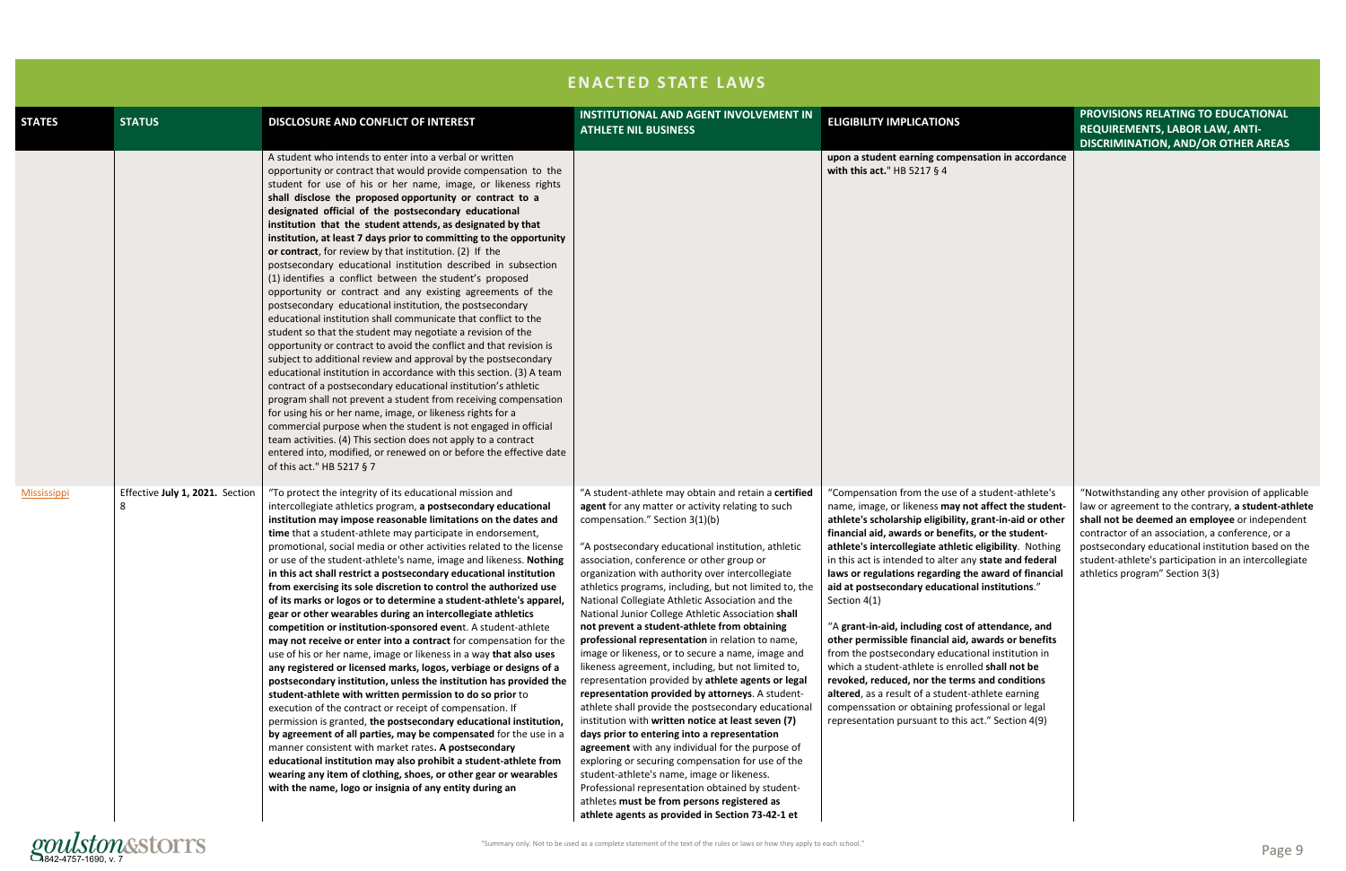## ENACTED STATE LAWS

| STATES | STATUS | DISCLOSURE AND CONFLICT OF INTEREST | INSTITUTIONAL AND AGENT INVOLVEMENT IN ATHLETE NIL BUSINESS | ELIGIBILITY IMPLICATIONS | PROVISIONS RELATING TO EDUCATIONAL REQUIREMENTS, LABOR LAW, ANTI-DISCRIMINATION, AND/OR OTHER AREAS |
|---|---|---|---|---|---|
| | | A student who intends to enter into a verbal or written opportunity or contract that would provide compensation to the student for use of his or her name, image, or likeness rights **shall disclose the proposed opportunity or contract to a designated official of the postsecondary educational institution that the student attends, as designated by that institution, at least 7 days prior to committing to the opportunity or contract**, for review by that institution. (2) If the postsecondary educational institution described in subsection (1) identifies a conflict between the student's proposed opportunity or contract and any existing agreements of the postsecondary educational institution, the postsecondary educational institution shall communicate that conflict to the student so that the student may negotiate a revision of the opportunity or contract to avoid the conflict and that revision is subject to additional review and approval by the postsecondary educational institution in accordance with this section. (3) A team contract of a postsecondary educational institution's athletic program shall not prevent a student from receiving compensation for using his or her name, image, or likeness rights for a commercial purpose when the student is not engaged in official team activities. (4) This section does not apply to a contract entered into, modified, or renewed on or before the effective date of this act." HB 5217 § 7 | | **upon a student earning compensation in accordance with this act.**" HB 5217 § 4 | |
| Mississippi | Effective **July 1, 2021.** Section 8 | "To protect the integrity of its educational mission and intercollegiate athletics program, **a postsecondary educational institution may impose reasonable limitations on the dates and time** that a student-athlete may participate in endorsement, promotional, social media or other activities related to the license or use of the student-athlete's name, image and likeness. **Nothing in this act shall restrict a postsecondary educational institution from exercising its sole discretion to control the authorized use of its marks or logos or to determine a student-athlete's apparel, gear or other wearables during an intercollegiate athletics competition or institution-sponsored even**t. A student-athlete **may not receive or enter into a contract** for compensation for the use of his or her name, image or likeness in a way **that also uses any registered or licensed marks, logos, verbiage or designs of a postsecondary institution, unless the institution has provided the student-athlete with written permission to do so prior** to execution of the contract or receipt of compensation. If permission is granted, **the postsecondary educational institution, by agreement of all parties, may be compensated** for the use in a manner consistent with market rates**. A postsecondary educational institution may also prohibit a student-athlete from wearing any item of clothing, shoes, or other gear or wearables with the name, logo or insignia of any entity during an** | "A student-athlete may obtain and retain a **certified agent** for any matter or activity relating to such compensation." Section 3(1)(b)<br><br>"A postsecondary educational institution, athletic association, conference or other group or organization with authority over intercollegiate athletics programs, including, but not limited to, the National Collegiate Athletic Association and the National Junior College Athletic Association **shall not prevent a student-athlete from obtaining professional representation** in relation to name, image or likeness, or to secure a name, image and likeness agreement, including, but not limited to, representation provided by **athlete agents or legal representation provided by attorneys**. A student-athlete shall provide the postsecondary educational institution with **written notice at least seven (7) days prior to entering into a representation agreement** with any individual for the purpose of exploring or securing compensation for use of the student-athlete's name, image or likeness. Professional representation obtained by student-athletes **must be from persons registered as athlete agents as provided in Section 73-42-1 et** | "Compensation from the use of a student-athlete's name, image, or likeness **may not affect the student-athlete's scholarship eligibility, grant-in-aid or other financial aid, awards or benefits, or the student-athlete's intercollegiate athletic eligibility**. Nothing in this act is intended to alter any **state and federal laws or regulations regarding the award of financial aid at postsecondary educational institutions**." Section 4(1)<br><br>"A **grant-in-aid, including cost of attendance, and other permissible financial aid, awards or benefits** from the postsecondary educational institution in which a student-athlete is enrolled **shall not be revoked, reduced, nor the terms and conditions altered**, as a result of a student-athlete earning compenssation or obtaining professional or legal representation pursuant to this act." Section 4(9) | "Notwithstanding any other provision of applicable law or agreement to the contrary, **a student-athlete shall not be deemed an employee** or independent contractor of an association, a conference, or a postsecondary educational institution based on the student-athlete's participation in an intercollegiate athletics program" Section 3(3) |

"Summary only. Not to be used as a complete statement of the text of the rules or laws or how they apply to each school."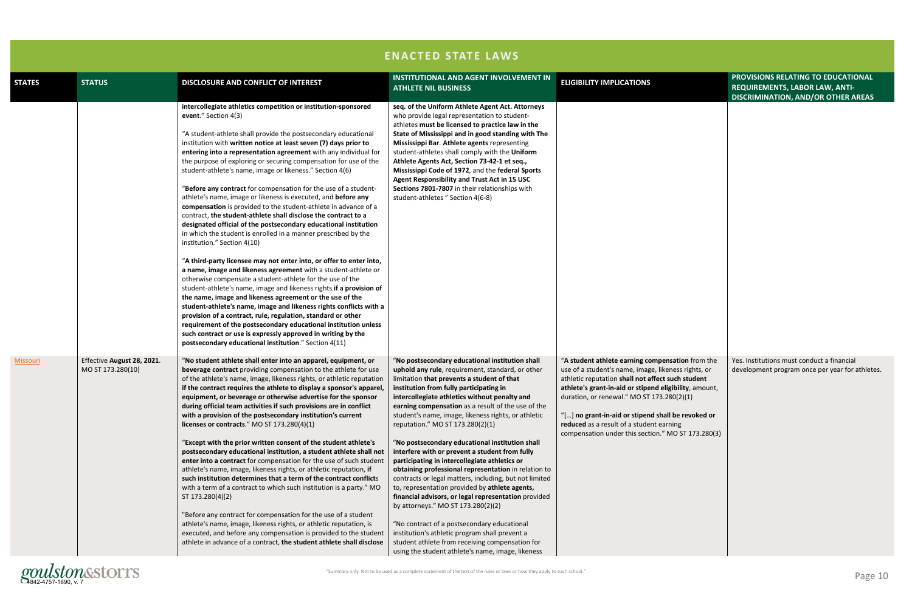## ENACTED STATE LAWS

| STATES | STATUS | DISCLOSURE AND CONFLICT OF INTEREST | INSTITUTIONAL AND AGENT INVOLVEMENT IN ATHLETE NIL BUSINESS | ELIGIBILITY IMPLICATIONS | PROVISIONS RELATING TO EDUCATIONAL REQUIREMENTS, LABOR LAW, ANTI-DISCRIMINATION, AND/OR OTHER AREAS |
|---|---|---|---|---|---|
| | | **intercollegiate athletics competition or institution-sponsored event**." Section 4(3)<br><br>"A student-athlete shall provide the postsecondary educational institution with **written notice at least seven (7) days prior to entering into a representation agreement** with any individual for the purpose of exploring or securing compensation for use of the student-athlete's name, image or likeness." Section 4(6)<br><br>"**Before any contract** for compensation for the use of a student-athlete's name, image or likeness is executed, and **before any compensation** is provided to the student-athlete in advance of a contract, **the student-athlete shall disclose the contract to a designated official of the postsecondary educational institution** in which the student is enrolled in a manner prescribed by the institution." Section 4(10)<br><br>"**A third-party licensee may not enter into, or offer to enter into, a name, image and likeness agreement** with a student-athlete or otherwise compensate a student-athlete for the use of the student-athlete's name, image and likeness rights **if a provision of the name, image and likeness agreement or the use of the student-athlete's name, image and likeness rights conflicts with a provision of a contract, rule, regulation, standard or other requirement of the postsecondary educational institution unless such contract or use is expressly approved in writing by the postsecondary educational institution**." Section 4(11) | **seq. of the Uniform Athlete Agent Act. Attorneys** who provide legal representation to student-athletes **must be licensed to practice law in the State of Mississippi and in good standing with The Mississippi Bar**. **Athlete agents** representing student-athletes shall comply with the **Uniform Athlete Agents Act, Section 73-42-1 et seq., Mississippi Code of 1972**, and the **federal Sports Agent Responsibility and Trust Act in 15 USC Sections 7801-7807** in their relationships with student-athletes " Section 4(6-8) | | |
| Missouri | Effective **August 28, 2021**. MO ST 173.280(10) | "**No student athlete shall enter into an apparel, equipment, or beverage contract** providing compensation to the athlete for use of the athlete's name, image, likeness rights, or athletic reputation **if the contract requires the athlete to display a sponsor's apparel, equipment, or beverage or otherwise advertise for the sponsor during official team activities if such provisions are in conflict with a provision of the postsecondary institution's current licenses or contracts**." MO ST 173.280(4)(1)<br><br>"**Except with the prior written consent of the student athlete's postsecondary educational institution, a student athlete shall not enter into a contract** for compensation for the use of such student athlete's name, image, likeness rights, or athletic reputation, **if such institution determines that a term of the contract conflicts** with a term of a contract to which such institution is a party." MO ST 173.280(4)(2)<br><br>"Before any contract for compensation for the use of a student athlete's name, image, likeness rights, or athletic reputation, is executed, and before any compensation is provided to the student athlete in advance of a contract, **the student athlete shall disclose** | "**No postsecondary educational institution shall uphold any rule**, requirement, standard, or other limitation **that prevents a student of that institution from fully participating in intercollegiate athletics without penalty and earning compensation** as a result of the use of the student's name, image, likeness rights, or athletic reputation." MO ST 173.280(2)(1)<br><br>"**No postsecondary educational institution shall interfere with or prevent a student from fully participating in intercollegiate athletics or obtaining professional representation** in relation to contracts or legal matters, including, but not limited to, representation provided by **athlete agents, financial advisors, or legal representation** provided by attorneys." MO ST 173.280(2)(2)<br><br>"No contract of a postsecondary educational institution's athletic program shall prevent a student athlete from receiving compensation for using the student athlete's name, image, likeness | "**A student athlete earning compensation** from the use of a student's name, image, likeness rights, or athletic reputation **shall not affect such student athlete's grant-in-aid or stipend eligibility**, amount, duration, or renewal." MO ST 173.280(2)(1)<br><br>"[…] **no grant-in-aid or stipend shall be revoked or reduced** as a result of a student earning compensation under this section." MO ST 173.280(3) | Yes. Institutions must conduct a financial development program once per year for athletes. |

"Summary only. Not to be used as a complete statement of the text of the rules or laws or how they apply to each school."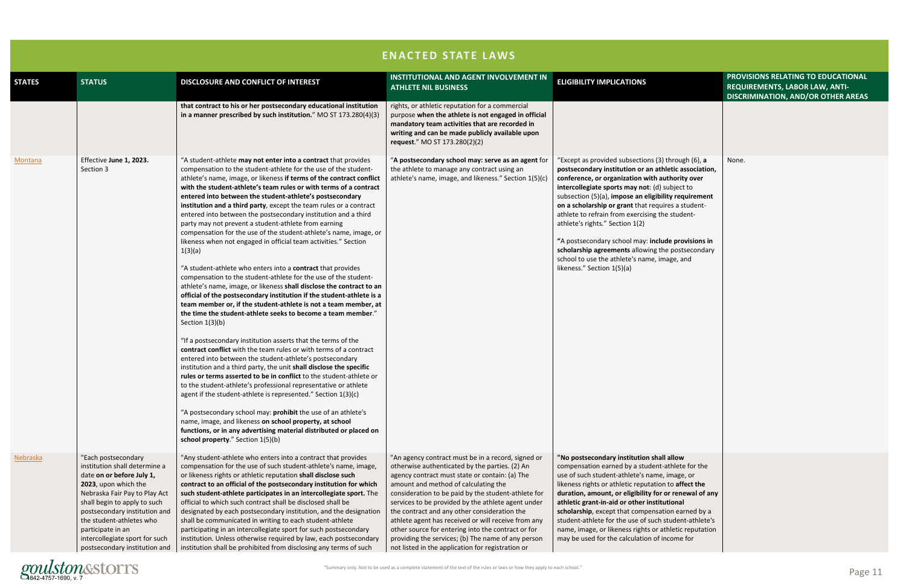## ENACTED STATE LAWS

| STATES | STATUS | DISCLOSURE AND CONFLICT OF INTEREST | INSTITUTIONAL AND AGENT INVOLVEMENT IN ATHLETE NIL BUSINESS | ELIGIBILITY IMPLICATIONS | PROVISIONS RELATING TO EDUCATIONAL REQUIREMENTS, LABOR LAW, ANTI-DISCRIMINATION, AND/OR OTHER AREAS |
|---|---|---|---|---|---|
| | | **that contract to his or her postsecondary educational institution in a manner prescribed by such institution.**" MO ST 173.280(4)(3) | rights, or athletic reputation for a commercial purpose **when the athlete is not engaged in official mandatory team activities that are recorded in writing and can be made publicly available upon request**." MO ST 173.280(2)(2) | | |
| Montana | Effective **June 1, 2023.** Section 3 | "A student-athlete **may not enter into a contract** that provides compensation to the student-athlete for the use of the student-athlete's name, image, or likeness **if terms of the contract conflict with the student-athlete's team rules or with terms of a contract entered into between the student-athlete's postsecondary institution and a third party**, except the team rules or a contract entered into between the postsecondary institution and a third party may not prevent a student-athlete from earning compensation for the use of the student-athlete's name, image, or likeness when not engaged in official team activities." Section 1(3)(a)<br><br>"A student-athlete who enters into a **contract** that provides compensation to the student-athlete for the use of the student-athlete's name, image, or likeness **shall disclose the contract to an official of the postsecondary institution if the student-athlete is a team member or, if the student-athlete is not a team member, at the time the student-athlete seeks to become a team member**." Section 1(3)(b)<br><br>"If a postsecondary institution asserts that the terms of the **contract conflict** with the team rules or with terms of a contract entered into between the student-athlete's postsecondary institution and a third party, the unit **shall disclose the specific rules or terms asserted to be in conflict** to the student-athlete or to the student-athlete's professional representative or athlete agent if the student-athlete is represented." Section 1(3)(c)<br><br>"A postsecondary school may: **prohibit** the use of an athlete's name, image, and likeness **on school property, at school functions, or in any advertising material distributed or placed on school property**." Section 1(5)(b) | "**A postsecondary school may: serve as an agent** for the athlete to manage any contract using an athlete's name, image, and likeness." Section 1(5)(c) | "Except as provided subsections (3) through (6), **a postsecondary institution or an athletic association, conference, or organization with authority over intercollegiate sports may not**: (d) subject to subsection (5)(a), **impose an eligibility requirement on a scholarship or grant** that requires a student-athlete to refrain from exercising the student-athlete's rights." Section 1(2)<br><br>**"**A postsecondary school may: **include provisions in scholarship agreements** allowing the postsecondary school to use the athlete's name, image, and likeness." Section 1(5)(a) | None. |
| Nebraska | "Each postsecondary institution shall determine a date **on or before July 1, 2023**, upon which the Nebraska Fair Pay to Play Act shall begin to apply to such postsecondary institution and the student-athletes who participate in an intercollegiate sport for such postsecondary institution and | "Any student-athlete who enters into a contract that provides compensation for the use of such student-athlete's name, image, or likeness rights or athletic reputation **shall disclose such contract to an official of the postsecondary institution for which such student-athlete participates in an intercollegiate sport.** The official to which such contract shall be disclosed shall be designated by each postsecondary institution, and the designation shall be communicated in writing to each student-athlete participating in an intercollegiate sport for such postsecondary institution. Unless otherwise required by law, each postsecondary institution shall be prohibited from disclosing any terms of such | "An agency contract must be in a record, signed or otherwise authenticated by the parties. (2) An agency contract must state or contain: (a) The amount and method of calculating the consideration to be paid by the student-athlete for services to be provided by the athlete agent under the contract and any other consideration the athlete agent has received or will receive from any other source for entering into the contract or for providing the services; (b) The name of any person not listed in the application for registration or | **"No postsecondary institution shall allow** compensation earned by a student-athlete for the use of such student-athlete's name, image, or likeness rights or athletic reputation to **affect the duration, amount, or eligibility for or renewal of any athletic grant-in-aid or other institutional scholarship**, except that compensation earned by a student-athlete for the use of such student-athlete's name, image, or likeness rights or athletic reputation may be used for the calculation of income for | |

"Summary only. Not to be used as a complete statement of the text of the rules or laws or how they apply to each school."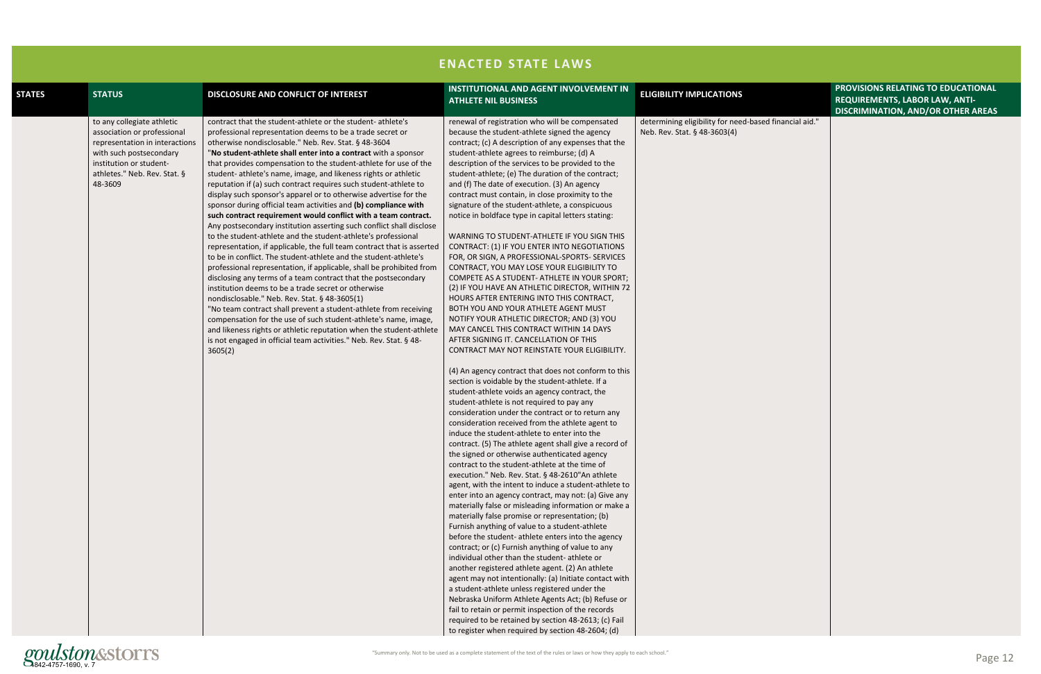## ENACTED STATE LAWS

| STATES | STATUS | DISCLOSURE AND CONFLICT OF INTEREST | INSTITUTIONAL AND AGENT INVOLVEMENT IN ATHLETE NIL BUSINESS | ELIGIBILITY IMPLICATIONS | PROVISIONS RELATING TO EDUCATIONAL REQUIREMENTS, LABOR LAW, ANTI-DISCRIMINATION, AND/OR OTHER AREAS |
|---|---|---|---|---|---|
| | to any collegiate athletic association or professional representation in interactions with such postsecondary institution or student-athletes." Neb. Rev. Stat. § 48-3609 | contract that the student-athlete or the student- athlete's professional representation deems to be a trade secret or otherwise nondisclosable." Neb. Rev. Stat. § 48-3604<br>"**No student-athlete shall enter into a contract** with a sponsor that provides compensation to the student-athlete for use of the student- athlete's name, image, and likeness rights or athletic reputation if (a) such contract requires such student-athlete to display such sponsor's apparel or to otherwise advertise for the sponsor during official team activities and **(b) compliance with such contract requirement would conflict with a team contract.** Any postsecondary institution asserting such conflict shall disclose to the student-athlete and the student-athlete's professional representation, if applicable, the full team contract that is asserted to be in conflict. The student-athlete and the student-athlete's professional representation, if applicable, shall be prohibited from disclosing any terms of a team contract that the postsecondary institution deems to be a trade secret or otherwise nondisclosable." Neb. Rev. Stat. § 48-3605(1)<br>"No team contract shall prevent a student-athlete from receiving compensation for the use of such student-athlete's name, image, and likeness rights or athletic reputation when the student-athlete is not engaged in official team activities." Neb. Rev. Stat. § 48-3605(2) | renewal of registration who will be compensated because the student-athlete signed the agency contract; (c) A description of any expenses that the student-athlete agrees to reimburse; (d) A description of the services to be provided to the student-athlete; (e) The duration of the contract; and (f) The date of execution. (3) An agency contract must contain, in close proximity to the signature of the student-athlete, a conspicuous notice in boldface type in capital letters stating:<br><br>WARNING TO STUDENT-ATHLETE IF YOU SIGN THIS CONTRACT: (1) IF YOU ENTER INTO NEGOTIATIONS FOR, OR SIGN, A PROFESSIONAL-SPORTS- SERVICES CONTRACT, YOU MAY LOSE YOUR ELIGIBILITY TO COMPETE AS A STUDENT- ATHLETE IN YOUR SPORT; (2) IF YOU HAVE AN ATHLETIC DIRECTOR, WITHIN 72 HOURS AFTER ENTERING INTO THIS CONTRACT, BOTH YOU AND YOUR ATHLETE AGENT MUST NOTIFY YOUR ATHLETIC DIRECTOR; AND (3) YOU MAY CANCEL THIS CONTRACT WITHIN 14 DAYS AFTER SIGNING IT. CANCELLATION OF THIS CONTRACT MAY NOT REINSTATE YOUR ELIGIBILITY.<br><br>(4) An agency contract that does not conform to this section is voidable by the student-athlete. If a student-athlete voids an agency contract, the student-athlete is not required to pay any consideration under the contract or to return any consideration received from the athlete agent to induce the student-athlete to enter into the contract. (5) The athlete agent shall give a record of the signed or otherwise authenticated agency contract to the student-athlete at the time of execution." Neb. Rev. Stat. § 48-2610"An athlete agent, with the intent to induce a student-athlete to enter into an agency contract, may not: (a) Give any materially false or misleading information or make a materially false promise or representation; (b) Furnish anything of value to a student-athlete before the student- athlete enters into the agency contract; or (c) Furnish anything of value to any individual other than the student- athlete or another registered athlete agent. (2) An athlete agent may not intentionally: (a) Initiate contact with a student-athlete unless registered under the Nebraska Uniform Athlete Agents Act; (b) Refuse or fail to retain or permit inspection of the records required to be retained by section 48-2613; (c) Fail to register when required by section 48-2604; (d) | determining eligibility for need-based financial aid." Neb. Rev. Stat. § 48-3603(4) | |

"Summary only. Not to be used as a complete statement of the text of the rules or laws or how they apply to each school."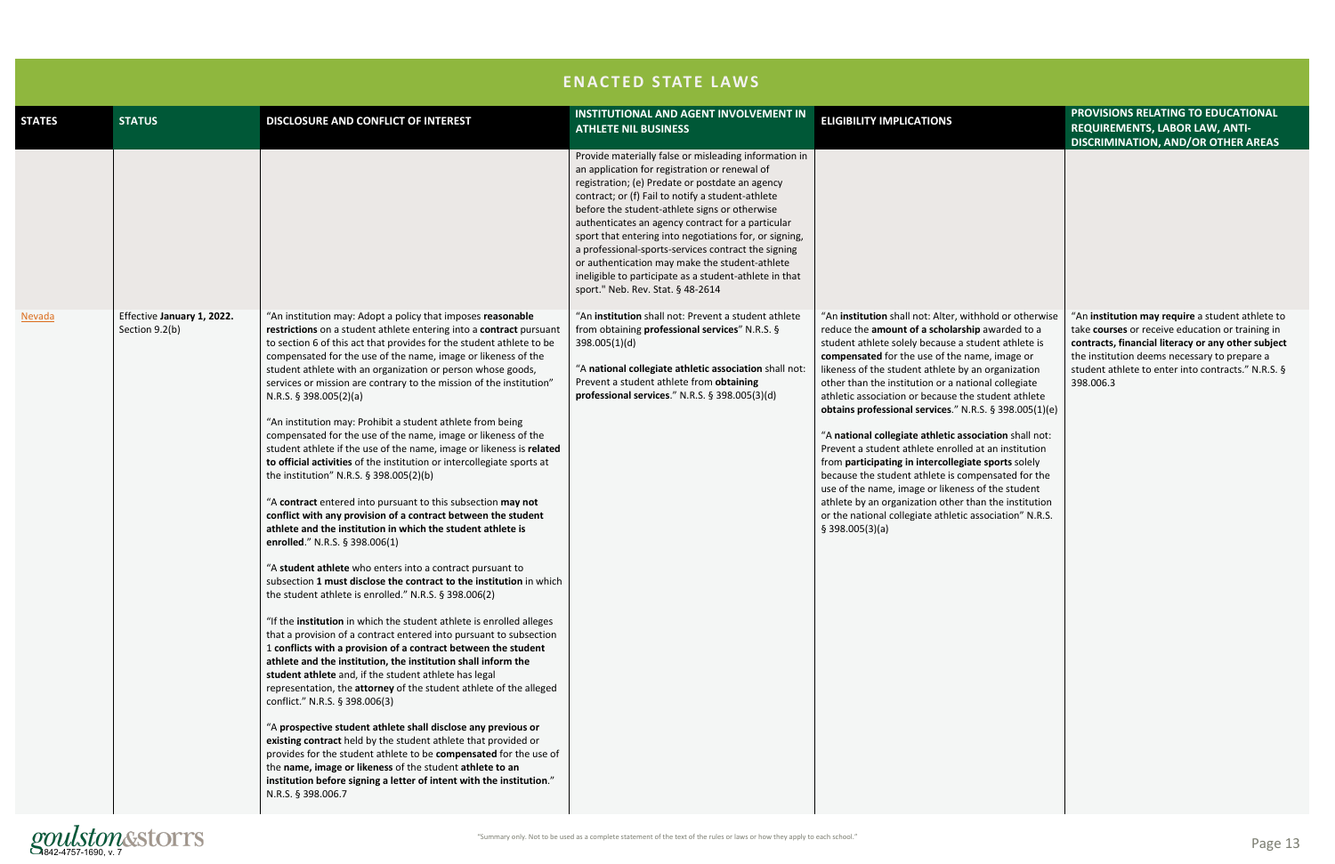## ENACTED STATE LAWS

| STATES | STATUS | DISCLOSURE AND CONFLICT OF INTEREST | INSTITUTIONAL AND AGENT INVOLVEMENT IN ATHLETE NIL BUSINESS | ELIGIBILITY IMPLICATIONS | PROVISIONS RELATING TO EDUCATIONAL REQUIREMENTS, LABOR LAW, ANTI-DISCRIMINATION, AND/OR OTHER AREAS |
|---|---|---|---|---|---|
| | | | Provide materially false or misleading information in an application for registration or renewal of registration; (e) Predate or postdate an agency contract; or (f) Fail to notify a student-athlete before the student-athlete signs or otherwise authenticates an agency contract for a particular sport that entering into negotiations for, or signing, a professional-sports-services contract the signing or authentication may make the student-athlete ineligible to participate as a student-athlete in that sport." Neb. Rev. Stat. § 48-2614 | | |
| Nevada | Effective **January 1, 2022.** Section 9.2(b) | "An institution may: Adopt a policy that imposes **reasonable restrictions** on a student athlete entering into a **contract** pursuant to section 6 of this act that provides for the student athlete to be compensated for the use of the name, image or likeness of the student athlete with an organization or person whose goods, services or mission are contrary to the mission of the institution" N.R.S. § 398.005(2)(a)<br><br>"An institution may: Prohibit a student athlete from being compensated for the use of the name, image or likeness of the student athlete if the use of the name, image or likeness is **related to official activities** of the institution or intercollegiate sports at the institution" N.R.S. § 398.005(2)(b)<br><br>"A **contract** entered into pursuant to this subsection **may not conflict with any provision of a contract between the student athlete and the institution in which the student athlete is enrolled**." N.R.S. § 398.006(1)<br><br>"A **student athlete** who enters into a contract pursuant to subsection **1 must disclose the contract to the institution** in which the student athlete is enrolled." N.R.S. § 398.006(2)<br><br>"If the **institution** in which the student athlete is enrolled alleges that a provision of a contract entered into pursuant to subsection 1 **conflicts with a provision of a contract between the student athlete and the institution, the institution shall inform the student athlete** and, if the student athlete has legal representation, the **attorney** of the student athlete of the alleged conflict." N.R.S. § 398.006(3)<br><br>"A **prospective student athlete shall disclose any previous or existing contract** held by the student athlete that provided or provides for the student athlete to be **compensated** for the use of the **name, image or likeness** of the student **athlete to an institution before signing a letter of intent with the institution**." N.R.S. § 398.006.7 | "An **institution** shall not: Prevent a student athlete from obtaining **professional services**" N.R.S. § 398.005(1)(d)<br><br>"A **national collegiate athletic association** shall not: Prevent a student athlete from **obtaining professional services**." N.R.S. § 398.005(3)(d) | "An **institution** shall not: Alter, withhold or otherwise reduce the **amount of a scholarship** awarded to a student athlete solely because a student athlete is **compensated** for the use of the name, image or likeness of the student athlete by an organization other than the institution or a national collegiate athletic association or because the student athlete **obtains professional services**." N.R.S. § 398.005(1)(e)<br><br>"A **national collegiate athletic association** shall not: Prevent a student athlete enrolled at an institution from **participating in intercollegiate sports** solely because the student athlete is compensated for the use of the name, image or likeness of the student athlete by an organization other than the institution or the national collegiate athletic association" N.R.S. § 398.005(3)(a) | "An **institution may require** a student athlete to take **courses** or receive education or training in **contracts, financial literacy or any other subject** the institution deems necessary to prepare a student athlete to enter into contracts." N.R.S. § 398.006.3 |

"Summary only. Not to be used as a complete statement of the text of the rules or laws or how they apply to each school."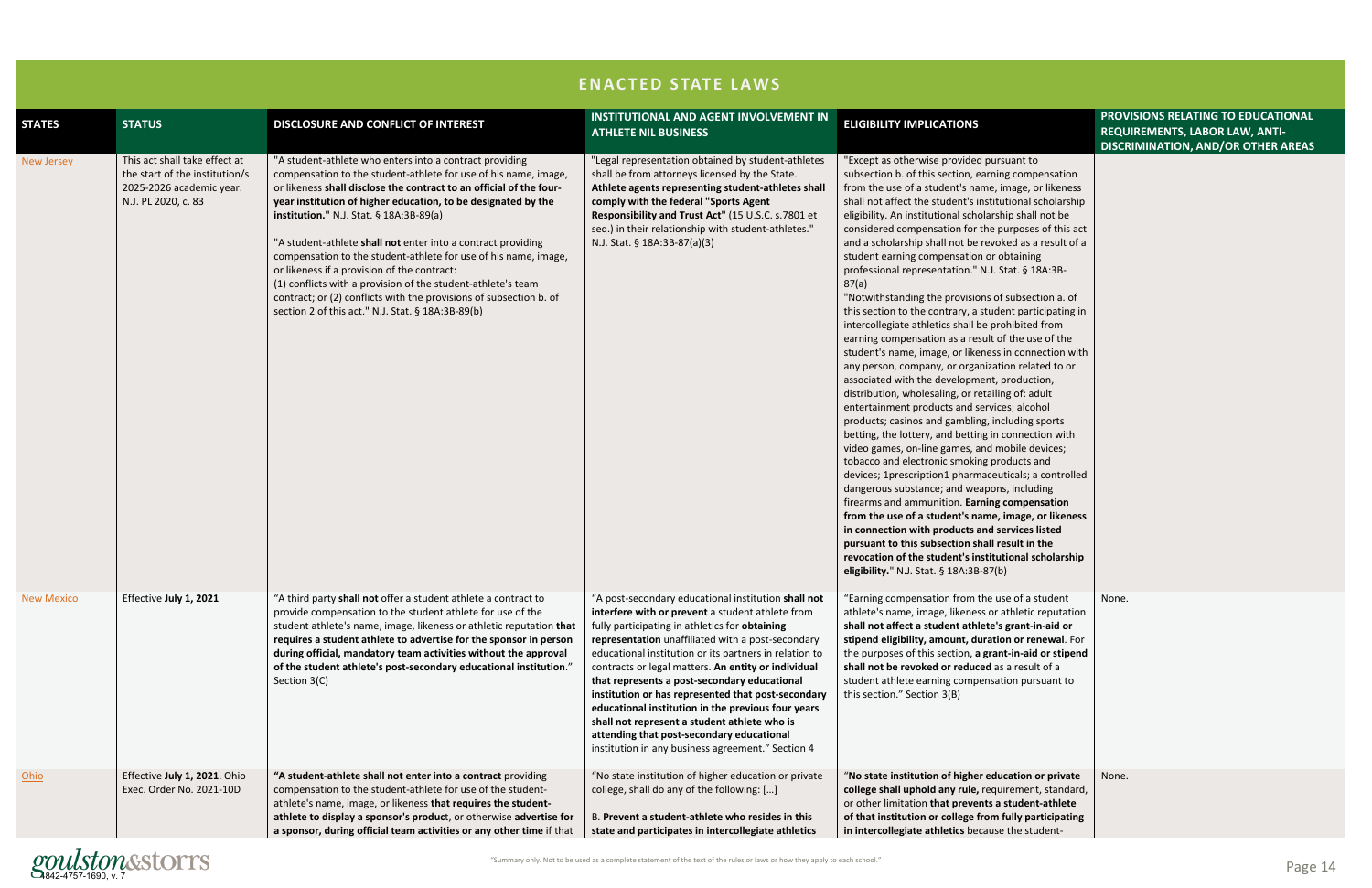## ENACTED STATE LAWS

| STATES | STATUS | DISCLOSURE AND CONFLICT OF INTEREST | INSTITUTIONAL AND AGENT INVOLVEMENT IN ATHLETE NIL BUSINESS | ELIGIBILITY IMPLICATIONS | PROVISIONS RELATING TO EDUCATIONAL REQUIREMENTS, LABOR LAW, ANTI-DISCRIMINATION, AND/OR OTHER AREAS |
|---|---|---|---|---|---|
| New Jersey | This act shall take effect at the start of the institution/s 2025-2026 academic year. N.J. PL 2020, c. 83 | "A student-athlete who enters into a contract providing compensation to the student-athlete for use of his name, image, or likeness **shall disclose the contract to an official of the four-year institution of higher education, to be designated by the institution."** N.J. Stat. § 18A:3B-89(a)<br><br>"A student-athlete **shall not** enter into a contract providing compensation to the student-athlete for use of his name, image, or likeness if a provision of the contract: (1) conflicts with a provision of the student-athlete's team contract; or (2) conflicts with the provisions of subsection b. of section 2 of this act." N.J. Stat. § 18A:3B-89(b) | "Legal representation obtained by student-athletes shall be from attorneys licensed by the State. **Athlete agents representing student-athletes shall comply with the federal "Sports Agent Responsibility and Trust Act"** (15 U.S.C. s.7801 et seq.) in their relationship with student-athletes." N.J. Stat. § 18A:3B-87(a)(3) | "Except as otherwise provided pursuant to subsection b. of this section, earning compensation from the use of a student's name, image, or likeness shall not affect the student's institutional scholarship eligibility. An institutional scholarship shall not be considered compensation for the purposes of this act and a scholarship shall not be revoked as a result of a student earning compensation or obtaining professional representation." N.J. Stat. § 18A:3B-87(a)<br>"Notwithstanding the provisions of subsection a. of this section to the contrary, a student participating in intercollegiate athletics shall be prohibited from earning compensation as a result of the use of the student's name, image, or likeness in connection with any person, company, or organization related to or associated with the development, production, distribution, wholesaling, or retailing of: adult entertainment products and services; alcohol products; casinos and gambling, including sports betting, the lottery, and betting in connection with video games, on-line games, and mobile devices; tobacco and electronic smoking products and devices; 1prescription1 pharmaceuticals; a controlled dangerous substance; and weapons, including firearms and ammunition. **Earning compensation from the use of a student's name, image, or likeness in connection with products and services listed pursuant to this subsection shall result in the revocation of the student's institutional scholarship eligibility.**" N.J. Stat. § 18A:3B-87(b) | |
| New Mexico | Effective **July 1, 2021** | "A third party **shall not** offer a student athlete a contract to provide compensation to the student athlete for use of the student athlete's name, image, likeness or athletic reputation **that requires a student athlete to advertise for the sponsor in person during official, mandatory team activities without the approval of the student athlete's post-secondary educational institution**." Section 3(C) | "A post-secondary educational institution **shall not interfere with or prevent** a student athlete from fully participating in athletics for **obtaining representation** unaffiliated with a post-secondary educational institution or its partners in relation to contracts or legal matters. **An entity or individual that represents a post-secondary educational institution or has represented that post-secondary educational institution in the previous four years shall not represent a student athlete who is attending that post-secondary educational institution** in any business agreement." Section 4 | "Earning compensation from the use of a student athlete's name, image, likeness or athletic reputation **shall not affect a student athlete's grant-in-aid or stipend eligibility, amount, duration or renewal**. For the purposes of this section, **a grant-in-aid or stipend shall not be revoked or reduced** as a result of a student athlete earning compensation pursuant to this section." Section 3(B) | None. |
| Ohio | Effective **July 1, 2021**. Ohio Exec. Order No. 2021-10D | **"A student-athlete shall not enter into a contract** providing compensation to the student-athlete for use of the student-athlete's name, image, or likeness **that requires the student-athlete to display a sponsor's product**, or otherwise **advertise for a sponsor, during official team activities or any other time** if that | "No state institution of higher education or private college, shall do any of the following: [...]<br><br>B. **Prevent a student-athlete who resides in this state and participates in intercollegiate athletics** | "**No state institution of higher education or private college shall uphold any rule,** requirement, standard, or other limitation **that prevents a student-athlete of that institution or college from fully participating in intercollegiate athletics** because the student- | None. |

"Summary only. Not to be used as a complete statement of the text of the rules or laws or how they apply to each school."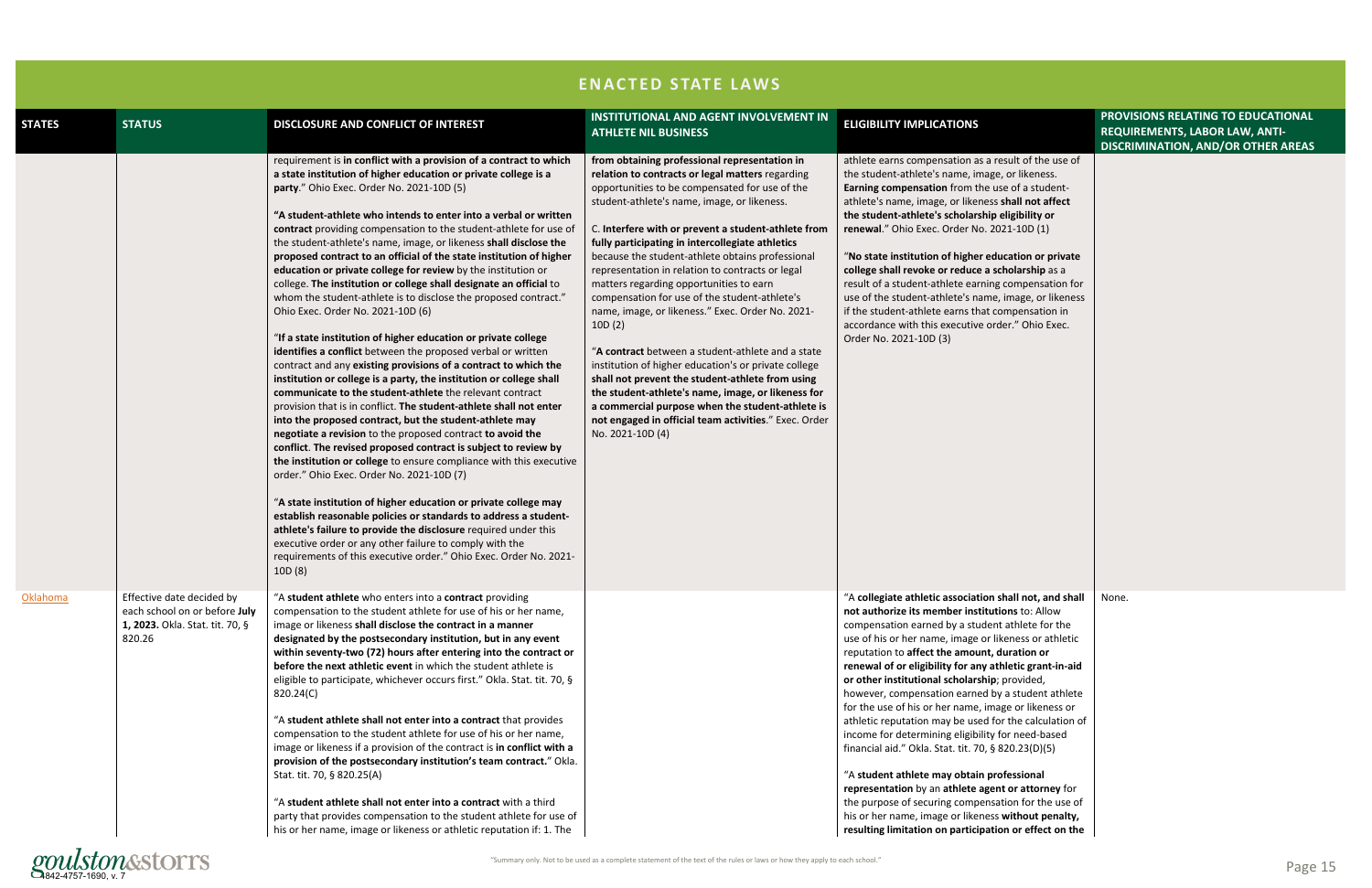## ENACTED STATE LAWS

| STATES | STATUS | DISCLOSURE AND CONFLICT OF INTEREST | INSTITUTIONAL AND AGENT INVOLVEMENT IN ATHLETE NIL BUSINESS | ELIGIBILITY IMPLICATIONS | PROVISIONS RELATING TO EDUCATIONAL REQUIREMENTS, LABOR LAW, ANTI-DISCRIMINATION, AND/OR OTHER AREAS |
|---|---|---|---|---|---|
| | | requirement is **in conflict with a provision of a contract to which a state institution of higher education or private college is a party**." Ohio Exec. Order No. 2021-10D (5)<br><br>"**A student-athlete who intends to enter into a verbal or written contract** providing compensation to the student-athlete for use of the student-athlete's name, image, or likeness **shall disclose the proposed contract to an official of the state institution of higher education or private college for review** by the institution or college. **The institution or college shall designate an official** to whom the student-athlete is to disclose the proposed contract." Ohio Exec. Order No. 2021-10D (6)<br><br>"**If a state institution of higher education or private college identifies a conflict** between the proposed verbal or written contract and any **existing provisions of a contract to which the institution or college is a party, the institution or college shall communicate to the student-athlete** the relevant contract provision that is in conflict. **The student-athlete shall not enter into the proposed contract, but the student-athlete may negotiate a revision** to the proposed contract **to avoid the conflict**. **The revised proposed contract is subject to review by the institution or college** to ensure compliance with this executive order." Ohio Exec. Order No. 2021-10D (7)<br><br>"**A state institution of higher education or private college may establish reasonable policies or standards to address a student-athlete's failure to provide the disclosure** required under this executive order or any other failure to comply with the requirements of this executive order." Ohio Exec. Order No. 2021-10D (8) | **from obtaining professional representation in relation to contracts or legal matters** regarding opportunities to be compensated for use of the student-athlete's name, image, or likeness.<br><br>C. **Interfere with or prevent a student-athlete from fully participating in intercollegiate athletics** because the student-athlete obtains professional representation in relation to contracts or legal matters regarding opportunities to earn compensation for use of the student-athlete's name, image, or likeness." Exec. Order No. 2021-10D (2)<br><br>"**A contract** between a student-athlete and a state institution of higher education's or private college **shall not prevent the student-athlete from using the student-athlete's name, image, or likeness for a commercial purpose when the student-athlete is not engaged in official team activities**." Exec. Order No. 2021-10D (4) | athlete earns compensation as a result of the use of the student-athlete's name, image, or likeness. **Earning compensation** from the use of a student-athlete's name, image, or likeness **shall not affect the student-athlete's scholarship eligibility or renewal**." Ohio Exec. Order No. 2021-10D (1)<br><br>"**No state institution of higher education or private college shall revoke or reduce a scholarship** as a result of a student-athlete earning compensation for use of the student-athlete's name, image, or likeness if the student-athlete earns that compensation in accordance with this executive order." Ohio Exec. Order No. 2021-10D (3) | |
| Oklahoma | Effective date decided by each school on or before **July 1, 2023.** Okla. Stat. tit. 70, § 820.26 | "A **student athlete** who enters into a **contract** providing compensation to the student athlete for use of his or her name, image or likeness **shall disclose the contract in a manner designated by the postsecondary institution, but in any event within seventy-two (72) hours after entering into the contract or before the next athletic event** in which the student athlete is eligible to participate, whichever occurs first." Okla. Stat. tit. 70, § 820.24(C)<br><br>"A **student athlete shall not enter into a contract** that provides compensation to the student athlete for use of his or her name, image or likeness if a provision of the contract is **in conflict with a provision of the postsecondary institution's team contract**." Okla. Stat. tit. 70, § 820.25(A)<br><br>"A **student athlete shall not enter into a contract** with a third party that provides compensation to the student athlete for use of his or her name, image or likeness or athletic reputation if: 1. The | | "A **collegiate athletic association shall not, and shall not authorize its member institutions** to: Allow compensation earned by a student athlete for the use of his or her name, image or likeness or athletic reputation to **affect the amount, duration or renewal of or eligibility for any athletic grant-in-aid or other institutional scholarship**; provided, however, compensation earned by a student athlete for the use of his or her name, image or likeness or athletic reputation may be used for the calculation of income for determining eligibility for need-based financial aid." Okla. Stat. tit. 70, § 820.23(D)(5)<br><br>"A **student athlete may obtain professional representation** by an **athlete agent or attorney** for the purpose of securing compensation for the use of his or her name, image or likeness **without penalty, resulting limitation on participation or effect on the** | None. |

"Summary only. Not to be used as a complete statement of the text of the rules or laws or how they apply to each school."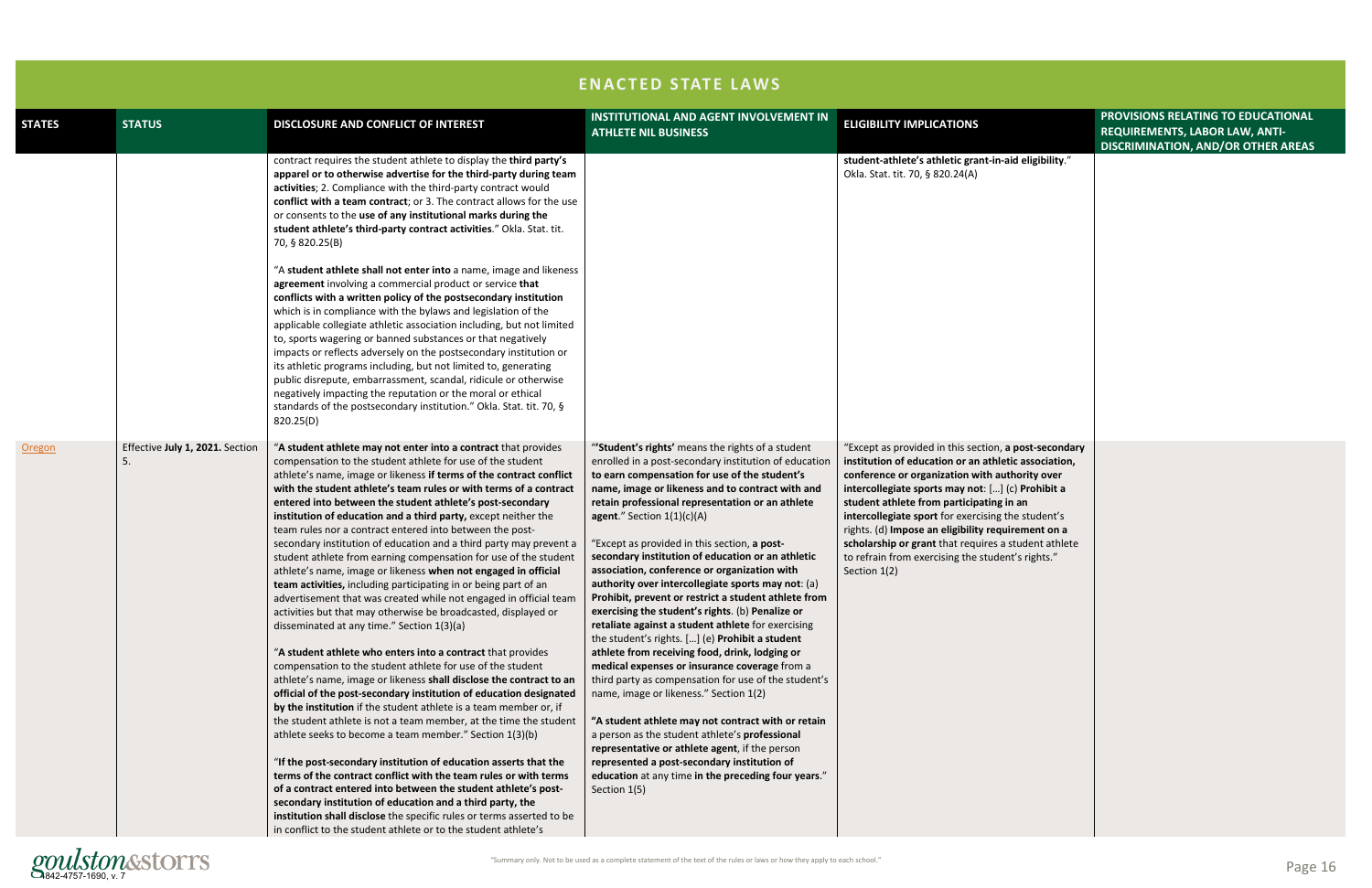## ENACTED STATE LAWS

| STATES | STATUS | DISCLOSURE AND CONFLICT OF INTEREST | INSTITUTIONAL AND AGENT INVOLVEMENT IN ATHLETE NIL BUSINESS | ELIGIBILITY IMPLICATIONS | PROVISIONS RELATING TO EDUCATIONAL REQUIREMENTS, LABOR LAW, ANTI-DISCRIMINATION, AND/OR OTHER AREAS |
|---|---|---|---|---|---|
| | | contract requires the student athlete to display the **third party's apparel or to otherwise advertise for the third-party during team activities**; 2. Compliance with the third-party contract would **conflict with a team contract**; or 3. The contract allows for the use or consents to the **use of any institutional marks during the student athlete's third-party contract activities**." Okla. Stat. tit. 70, § 820.25(B)<br><br>"A **student athlete shall not enter into** a name, image and likeness **agreement** involving a commercial product or service **that conflicts with a written policy of the postsecondary institution** which is in compliance with the bylaws and legislation of the applicable collegiate athletic association including, but not limited to, sports wagering or banned substances or that negatively impacts or reflects adversely on the postsecondary institution or its athletic programs including, but not limited to, generating public disrepute, embarrassment, scandal, ridicule or otherwise negatively impacting the reputation or the moral or ethical standards of the postsecondary institution." Okla. Stat. tit. 70, § 820.25(D) | | **student-athlete's athletic grant-in-aid eligibility**." Okla. Stat. tit. 70, § 820.24(A) | |
| Oregon | Effective **July 1, 2021.** Section 5. | "**A student athlete may not enter into a contract** that provides compensation to the student athlete for use of the student athlete's name, image or likeness **if terms of the contract conflict with the student athlete's team rules or with terms of a contract entered into between the student athlete's post-secondary institution of education and a third party,** except neither the team rules nor a contract entered into between the post-secondary institution of education and a third party may prevent a student athlete from earning compensation for use of the student athlete's name, image or likeness **when not engaged in official team activities,** including participating in or being part of an advertisement that was created while not engaged in official team activities but that may otherwise be broadcasted, displayed or disseminated at any time." Section 1(3)(a)<br><br>"**A student athlete who enters into a contract** that provides compensation to the student athlete for use of the student athlete's name, image or likeness **shall disclose the contract to an official of the post-secondary institution of education designated by the institution** if the student athlete is a team member or, if the student athlete is not a team member, at the time the student athlete seeks to become a team member." Section 1(3)(b)<br><br>"**If the post-secondary institution of education asserts that the terms of the contract conflict with the team rules or with terms of a contract entered into between the student athlete's post-secondary institution of education and a third party, the institution shall disclose** the specific rules or terms asserted to be in conflict to the student athlete or to the student athlete's | "**'Student's rights'** means the rights of a student enrolled in a post-secondary institution of education **to earn compensation for use of the student's name, image or likeness and to contract with and retain professional representation or an athlete agent**." Section 1(1)(c)(A)<br><br>"Except as provided in this section, **a post-secondary institution of education or an athletic association, conference or organization with authority over intercollegiate sports may not**: (a) **Prohibit, prevent or restrict a student athlete from exercising the student's rights**. (b) **Penalize or retaliate against a student athlete** for exercising the student's rights. [...] (e) **Prohibit a student athlete from receiving food, drink, lodging or medical expenses or insurance coverage** from a third party as compensation for use of the student's name, image or likeness." Section 1(2)<br><br>"**A student athlete may not contract with or retain** a person as the student athlete's **professional representative or athlete agent**, if the person **represented a post-secondary institution of education** at any time **in the preceding four years**." Section 1(5) | "Except as provided in this section, **a post-secondary institution of education or an athletic association, conference or organization with authority over intercollegiate sports may not**: [...] (c) **Prohibit a student athlete from participating in an intercollegiate sport** for exercising the student's rights. (d) **Impose an eligibility requirement on a scholarship or grant** that requires a student athlete to refrain from exercising the student's rights." Section 1(2) | |

"Summary only. Not to be used as a complete statement of the text of the rules or laws or how they apply to each school."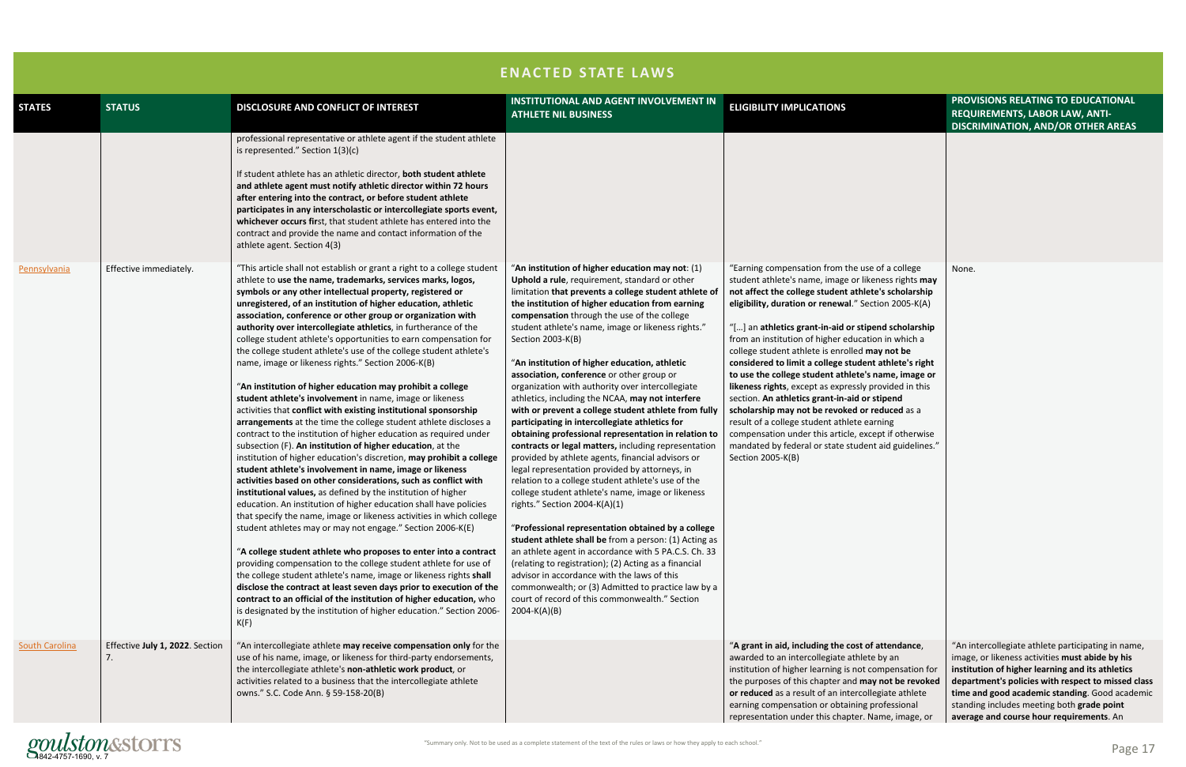## ENACTED STATE LAWS

| STATES | STATUS | DISCLOSURE AND CONFLICT OF INTEREST | INSTITUTIONAL AND AGENT INVOLVEMENT IN ATHLETE NIL BUSINESS | ELIGIBILITY IMPLICATIONS | PROVISIONS RELATING TO EDUCATIONAL REQUIREMENTS, LABOR LAW, ANTI-DISCRIMINATION, AND/OR OTHER AREAS |
|---|---|---|---|---|---|
| | | professional representative or athlete agent if the student athlete is represented." Section 1(3)(c)<br><br>If student athlete has an athletic director, **both student athlete and athlete agent must notify athletic director within 72 hours after entering into the contract, or before student athlete participates in any interscholastic or intercollegiate sports event, whichever occurs fir**st, that student athlete has entered into the contract and provide the name and contact information of the athlete agent. Section 4(3) | | | |
| Pennsylvania | Effective immediately. | "This article shall not establish or grant a right to a college student athlete to **use the name, trademarks, services marks, logos, symbols or any other intellectual property, registered or unregistered, of an institution of higher education, athletic association, conference or other group or organization with authority over intercollegiate athletics**, in furtherance of the college student athlete's opportunities to earn compensation for the college student athlete's use of the college student athlete's name, image or likeness rights." Section 2006-K(B)<br><br>"**An institution of higher education may prohibit a college student athlete's involvement** in name, image or likeness activities that **conflict with existing institutional sponsorship arrangements** at the time the college student athlete discloses a contract to the institution of higher education as required under subsection (F). **An institution of higher education**, at the institution of higher education's discretion, **may prohibit a college student athlete's involvement in name, image or likeness activities based on other considerations, such as conflict with institutional values,** as defined by the institution of higher education. An institution of higher education shall have policies that specify the name, image or likeness activities in which college student athletes may or may not engage." Section 2006-K(E)<br><br>"**A college student athlete who proposes to enter into a contract** providing compensation to the college student athlete for use of the college student athlete's name, image or likeness rights **shall disclose the contract at least seven days prior to execution of the contract to an official of the institution of higher education,** who is designated by the institution of higher education." Section 2006-K(F) | "**An institution of higher education may not**: (1) **Uphold a rule**, requirement, standard or other limitation **that prevents a college student athlete of the institution of higher education from earning compensation** through the use of the college student athlete's name, image or likeness rights." Section 2003-K(B)<br><br>"**An institution of higher education, athletic association, conference** or other group or organization with authority over intercollegiate athletics, including the NCAA, **may not interfere with or prevent a college student athlete from fully participating in intercollegiate athletics for obtaining professional representation in relation to contracts or legal matters,** including representation provided by athlete agents, financial advisors or legal representation provided by attorneys, in relation to a college student athlete's use of the college student athlete's name, image or likeness rights." Section 2004-K(A)(1)<br><br>"**Professional representation obtained by a college student athlete shall be** from a person: (1) Acting as an athlete agent in accordance with 5 PA.C.S. Ch. 33 (relating to registration); (2) Acting as a financial advisor in accordance with the laws of this commonwealth; or (3) Admitted to practice law by a court of record of this commonwealth." Section 2004-K(A)(B) | "Earning compensation from the use of a college student athlete's name, image or likeness rights **may not affect the college student athlete's scholarship eligibility, duration or renewal**." Section 2005-K(A)<br><br>"[…] an **athletics grant-in-aid or stipend scholarship** from an institution of higher education in which a college student athlete is enrolled **may not be considered to limit a college student athlete's right to use the college student athlete's name, image or likeness rights**, except as expressly provided in this section. **An athletics grant-in-aid or stipend scholarship may not be revoked or reduced** as a result of a college student athlete earning compensation under this article, except if otherwise mandated by federal or state student aid guidelines." Section 2005-K(B) | None. |
| South Carolina | Effective **July 1, 2022**. Section 7. | "An intercollegiate athlete **may receive compensation only** for the use of his name, image, or likeness for third-party endorsements, the intercollegiate athlete's **non-athletic work product**, or activities related to a business that the intercollegiate athlete owns." S.C. Code Ann. § 59-158-20(B) | | "**A grant in aid, including the cost of attendance**, awarded to an intercollegiate athlete by an institution of higher learning is not compensation for the purposes of this chapter and **may not be revoked or reduced** as a result of an intercollegiate athlete earning compensation or obtaining professional representation under this chapter. Name, image, or | "An intercollegiate athlete participating in name, image, or likeness activities **must abide by his institution of higher learning and its athletics department's policies with respect to missed class time and good academic standing**. Good academic standing includes meeting both **grade point average and course hour requirements**. An |

"Summary only. Not to be used as a complete statement of the text of the rules or laws or how they apply to each school."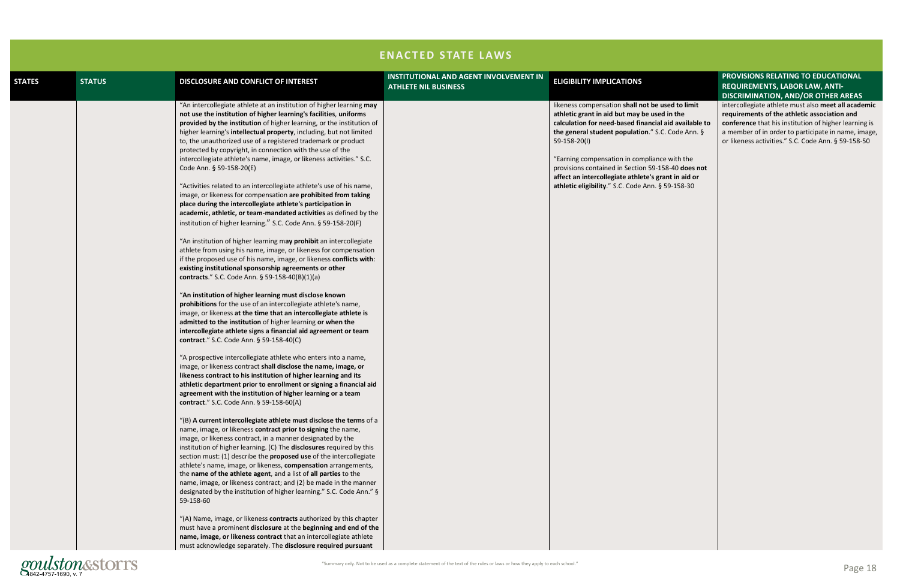## ENACTED STATE LAWS

| STATES | STATUS | DISCLOSURE AND CONFLICT OF INTEREST | INSTITUTIONAL AND AGENT INVOLVEMENT IN ATHLETE NIL BUSINESS | ELIGIBILITY IMPLICATIONS | PROVISIONS RELATING TO EDUCATIONAL REQUIREMENTS, LABOR LAW, ANTI-DISCRIMINATION, AND/OR OTHER AREAS |
|---|---|---|---|---|---|
| | | "An intercollegiate athlete at an institution of higher learning **may not use the institution of higher learning's facilities**, **uniforms provided by the institution** of higher learning, or the institution of higher learning's **intellectual property**, including, but not limited to, the unauthorized use of a registered trademark or product protected by copyright, in connection with the use of the intercollegiate athlete's name, image, or likeness activities." S.C. Code Ann. § 59-158-20(E)<br><br>"Activities related to an intercollegiate athlete's use of his name, image, or likeness for compensation **are prohibited from taking place during the intercollegiate athlete's participation in academic, athletic, or team-mandated activities** as defined by the institution of higher learning." S.C. Code Ann. § 59-158-20(F)<br><br>"An institution of higher learning m**ay prohibit** an intercollegiate athlete from using his name, image, or likeness for compensation if the proposed use of his name, image, or likeness **conflicts with**: **existing institutional sponsorship agreements or other contracts**." S.C. Code Ann. § 59-158-40(B)(1)(a)<br><br>"**An institution of higher learning must disclose known prohibitions** for the use of an intercollegiate athlete's name, image, or likeness **at the time that an intercollegiate athlete is admitted to the institution** of higher learning **or when the intercollegiate athlete signs a financial aid agreement or team contract**." S.C. Code Ann. § 59-158-40(C)<br><br>"A prospective intercollegiate athlete who enters into a name, image, or likeness contract **shall disclose the name, image, or likeness contract to his institution of higher learning and its athletic department prior to enrollment or signing a financial aid agreement with the institution of higher learning or a team contract**." S.C. Code Ann. § 59-158-60(A)<br><br>"(B) **A current intercollegiate athlete must disclose the terms** of a name, image, or likeness **contract prior to signing** the name, image, or likeness contract, in a manner designated by the institution of higher learning. (C) The **disclosures** required by this section must: (1) describe the **proposed use** of the intercollegiate athlete's name, image, or likeness, **compensation** arrangements, the **name of the athlete agent**, and a list of **all parties** to the name, image, or likeness contract; and (2) be made in the manner designated by the institution of higher learning." S.C. Code Ann." § 59-158-60<br><br>"(A) Name, image, or likeness **contracts** authorized by this chapter must have a prominent **disclosure** at the **beginning and end of the name, image, or likeness contract** that an intercollegiate athlete must acknowledge separately. The **disclosure required pursuant** | | likeness compensation **shall not be used to limit athletic grant in aid but may be used in the calculation for need-based financial aid available to the general student population**." S.C. Code Ann. § 59-158-20(I)<br><br>"Earning compensation in compliance with the provisions contained in Section 59-158-40 **does not affect an intercollegiate athlete's grant in aid or athletic eligibility**." S.C. Code Ann. § 59-158-30 | intercollegiate athlete must also **meet all academic requirements of the athletic association and conference** that his institution of higher learning is a member of in order to participate in name, image, or likeness activities." S.C. Code Ann. § 59-158-50 |

"Summary only. Not to be used as a complete statement of the text of the rules or laws or how they apply to each school."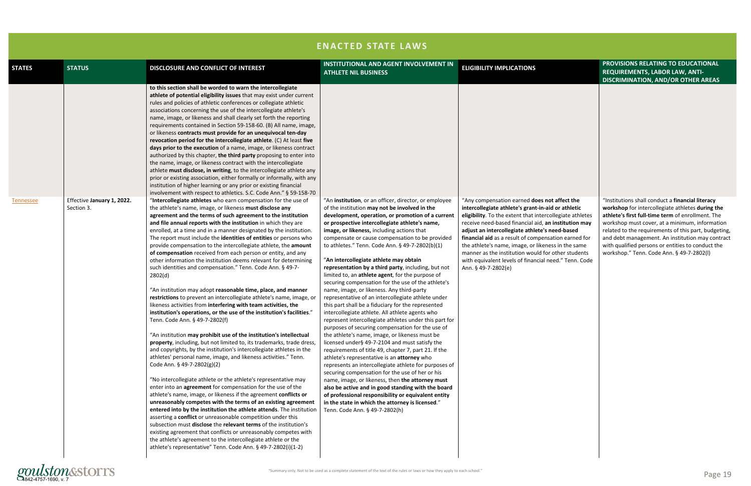## ENACTED STATE LAWS

| STATES | STATUS | DISCLOSURE AND CONFLICT OF INTEREST | INSTITUTIONAL AND AGENT INVOLVEMENT IN ATHLETE NIL BUSINESS | ELIGIBILITY IMPLICATIONS | PROVISIONS RELATING TO EDUCATIONAL REQUIREMENENTS, LABOR LAW, ANTI-DISCRIMINATION, AND/OR OTHER AREAS |
|---|---|---|---|---|---|
| | | **to this section shall be worded to warn the intercollegiate athlete of potential eligibility issues** that may exist under current rules and policies of athletic conferences or collegiate athletic associations concerning the use of the intercollegiate athlete's name, image, or likeness and shall clearly set forth the reporting requirements contained in Section 59-158-60. (B) All name, image, or likeness **contracts must provide for an unequivocal ten-day revocation period for the intercollegiate athlete**. (C) At least **five days prior to the execution** of a name, image, or likeness contract authorized by this chapter, **the third party** proposing to enter into the name, image, or likeness contract with the intercollegiate athlete **must disclose, in writing**, to the intercollegiate athlete any prior or existing association, either formally or informally, with any institution of higher learning or any prior or existing financial involvement with respect to athletics. S.C. Code Ann." § 59-158-70 | | | |
| Tennessee | Effective **January 1, 2022.** Section 3. | "**Intercollegiate athletes** who earn compensation for the use of the athlete's name, image, or likeness **must disclose any agreement and the terms of such agreement to the institution and file annual reports with the institution** in which they are enrolled, at a time and in a manner designated by the institution. The report must include the **identities of entities** or persons who provide compensation to the intercollegiate athlete, the **amount of compensation** received from each person or entity, and any other information the institution deems relevant for determining such identities and compensation." Tenn. Code Ann. § 49-7-2802(d)<br><br>"An institution may adopt **reasonable time, place, and manner restrictions** to prevent an intercollegiate athlete's name, image, or likeness activities from **interfering with team activities, the institution's operations, or the use of the institution's facilities**." Tenn. Code Ann. § 49-7-2802(f)<br><br>"An institution **may prohibit use of the institution's intellectual property**, including, but not limited to, its trademarks, trade dress, and copyrights, by the institution's intercollegiate athletes in the athletes' personal name, image, and likeness activities." Tenn. Code Ann. § 49-7-2802(g)(2)<br><br>"No intercollegiate athlete or the athlete's representative may enter into an **agreement** for compensation for the use of the athlete's name, image, or likeness if the agreement **conflicts or unreasonably competes with the terms of an existing agreement entered into by the institution the athlete attends**. The institution asserting a **conflict** or unreasonable competition under this subsection must **disclose** the **relevant terms** of the institution's existing agreement that conflicts or unreasonably competes with the athlete's agreement to the intercollegiate athlete or the athlete's representative" Tenn. Code Ann. § 49-7-2802(i)(1-2) | "An **institution**, or an officer, director, or employee of the institution **may not be involved in the development, operation, or promotion of a current or prospective intercollegiate athlete's name, image, or likeness,** including actions that compensate or cause compensation to be provided to athletes." Tenn. Code Ann. § 49-7-2802(b)(1)<br><br>"**An intercollegiate athlete may obtain representation by a third party**, including, but not limited to, an **athlete agent**, for the purpose of securing compensation for the use of the athlete's name, image, or likeness. Any third-party representative of an intercollegiate athlete under this part shall be a fiduciary for the represented intercollegiate athlete. All athlete agents who represent intercollegiate athletes under this part for purposes of securing compensation for the use of the athlete's name, image, or likeness must be licensed under§ 49-7-2104 and must satisfy the requirements of title 49, chapter 7, part 21. If the athlete's representative is an **attorney** who represents an intercollegiate athlete for purposes of securing compensation for the use of her or his name, image, or likeness, then **the attorney must also be active and in good standing with the board of professional responsibility or equivalent entity in the state in which the attorney is licensed**." Tenn. Code Ann. § 49-7-2802(h) | "Any compensation earned **does not affect the intercollegiate athlete's grant-in-aid or athletic eligibility**. To the extent that intercollegiate athletes receive need-based financial aid, **an institution may adjust an intercollegiate athlete's need-based financial aid** as a result of compensation earned for the athlete's name, image, or likeness in the same manner as the institution would for other students with equivalent levels of financial need." Tenn. Code Ann. § 49-7-2802(e) | "Institutions shall conduct a **financial literacy workshop** for intercollegiate athletes **during the athlete's first full-time term** of enrollment. The workshop must cover, at a minimum, information related to the requirements of this part, budgeting, and debt management. An institution may contract with qualified persons or entities to conduct the workshop." Tenn. Code Ann. § 49-7-2802(l) |

"Summary only. Not to be used as a complete statement of the text of the rules or laws or how they apply to each school."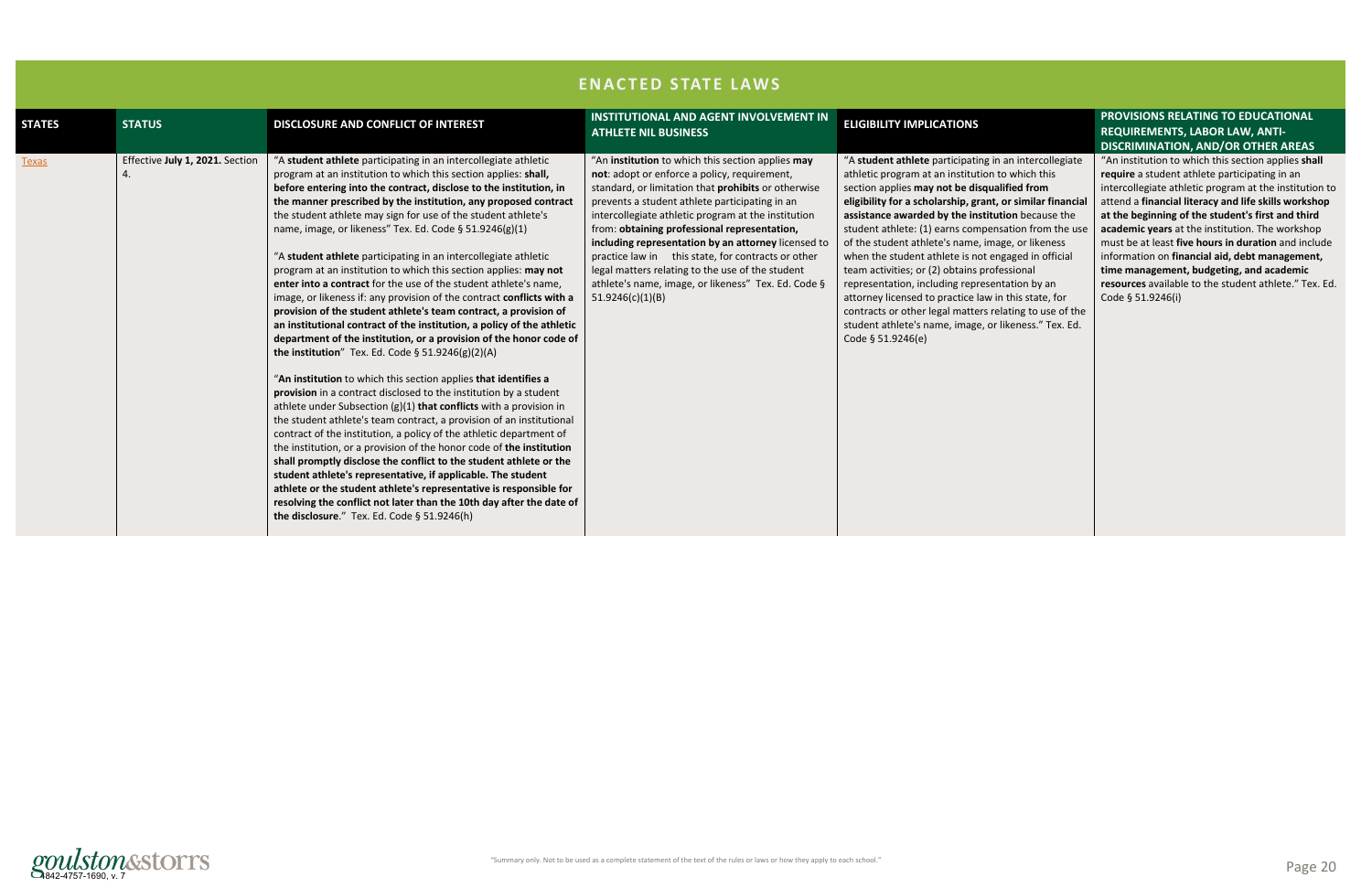## ENACTED STATE LAWS

| STATES | STATUS | DISCLOSURE AND CONFLICT OF INTEREST | INSTITUTIONAL AND AGENT INVOLVEMENT IN ATHLETE NIL BUSINESS | ELIGIBILITY IMPLICATIONS | PROVISIONS RELATING TO EDUCATIONAL REQUIREMENTS, LABOR LAW, ANTI-DISCRIMINATION, AND/OR OTHER AREAS |
|---|---|---|---|---|---|
| Texas | Effective **July 1, 2021.** Section 4. | "A **student athlete** participating in an intercollegiate athletic program at an institution to which this section applies: **shall, before entering into the contract, disclose to the institution, in the manner prescribed by the institution, any proposed contract** the student athlete may sign for use of the student athlete's name, image, or likeness" Tex. Ed. Code § 51.9246(g)(1)<br><br>"A **student athlete** participating in an intercollegiate athletic program at an institution to which this section applies: **may not enter into a contract** for the use of the student athlete's name, image, or likeness if: any provision of the contract **conflicts with a provision of the student athlete's team contract, a provision of an institutional contract of the institution, a policy of the athletic department of the institution, or a provision of the honor code of the institution**" Tex. Ed. Code § 51.9246(g)(2)(A)<br><br>"**An institution** to which this section applies **that identifies a provision** in a contract disclosed to the institution by a student athlete under Subsection (g)(1) **that conflicts** with a provision in the student athlete's team contract, a provision of an institutional contract of the institution, a policy of the athletic department of the institution, or a provision of the honor code of **the institution shall promptly disclose the conflict to the student athlete or the student athlete's representative, if applicable. The student athlete or the student athlete's representative is responsible for resolving the conflict not later than the 10th day after the date of the disclosure**." Tex. Ed. Code § 51.9246(h) | "An **institution** to which this section applies **may not**: adopt or enforce a policy, requirement, standard, or limitation that **prohibits** or otherwise prevents a student athlete participating in an intercollegiate athletic program at the institution from: **obtaining professional representation, including representation by an attorney** licensed to practice law in this state, for contracts or other legal matters relating to the use of the student athlete's name, image, or likeness" Tex. Ed. Code § 51.9246(c)(1)(B) | "A **student athlete** participating in an intercollegiate athletic program at an institution to which this section applies **may not be disqualified from eligibility for a scholarship, grant, or similar financial assistance awarded by the institution** because the student athlete: (1) earns compensation from the use of the student athlete's name, image, or likeness when the student athlete is not engaged in official team activities; or (2) obtains professional representation, including representation by an attorney licensed to practice law in this state, for contracts or other legal matters relating to use of the student athlete's name, image, or likeness." Tex. Ed. Code § 51.9246(e) | "An institution to which this section applies **shall require** a student athlete participating in an intercollegiate athletic program at the institution to attend a **financial literacy and life skills workshop at the beginning of the student's first and third academic years** at the institution. The workshop must be at least **five hours in duration** and include information on **financial aid, debt management, time management, budgeting, and academic resources** available to the student athlete." Tex. Ed. Code § 51.9246(i) |

"Summary only. Not to be used as a complete statement of the text of the rules or laws or how they apply to each school."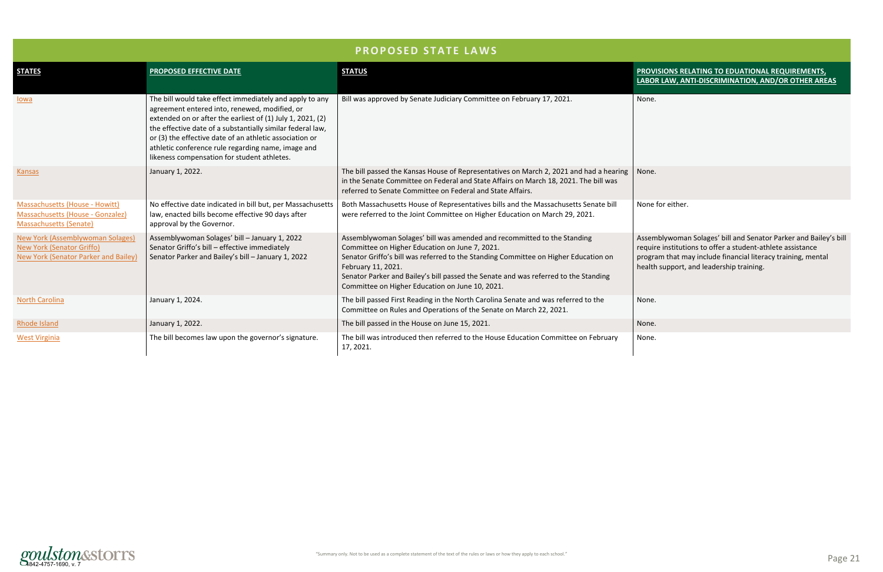# PROPOSED STATE LAWS

| STATES | PROPOSED EFFECTIVE DATE | STATUS | PROVISIONS RELATING TO EDUATIONAL REQUIREMENTS, LABOR LAW, ANTI-DISCRIMINATION, AND/OR OTHER AREAS |
|---|---|---|---|
| Iowa | The bill would take effect immediately and apply to any agreement entered into, renewed, modified, or extended on or after the earliest of (1) July 1, 2021, (2) the effective date of a substantially similar federal law, or (3) the effective date of an athletic association or athletic conference rule regarding name, image and likeness compensation for student athletes. | Bill was approved by Senate Judiciary Committee on February 17, 2021. | None. |
| Kansas | January 1, 2022. | The bill passed the Kansas House of Representatives on March 2, 2021 and had a hearing in the Senate Committee on Federal and State Affairs on March 18, 2021. The bill was referred to Senate Committee on Federal and State Affairs. | None. |
| Massachusetts (House - Howitt)<br>Massachusetts (House - Gonzalez)<br>Massachusetts (Senate) | No effective date indicated in bill but, per Massachusetts law, enacted bills become effective 90 days after approval by the Governor. | Both Massachusetts House of Representatives bills and the Massachusetts Senate bill were referred to the Joint Committee on Higher Education on March 29, 2021. | None for either. |
| New York (Assemblywoman Solages)<br>New York (Senator Griffo)<br>New York (Senator Parker and Bailey) | Assemblywoman Solages' bill – January 1, 2022<br>Senator Griffo's bill – effective immediately<br>Senator Parker and Bailey's bill – January 1, 2022 | Assemblywoman Solages' bill was amended and recommitted to the Standing Committee on Higher Education on June 7, 2021.<br>Senator Griffo's bill was referred to the Standing Committee on Higher Education on February 11, 2021.<br>Senator Parker and Bailey's bill passed the Senate and was referred to the Standing Committee on Higher Education on June 10, 2021. | Assemblywoman Solages' bill and Senator Parker and Bailey's bill require institutions to offer a student-athlete assistance program that may include financial literacy training, mental health support, and leadership training. |
| North Carolina | January 1, 2024. | The bill passed First Reading in the North Carolina Senate and was referred to the Committee on Rules and Operations of the Senate on March 22, 2021. | None. |
| Rhode Island | January 1, 2022. | The bill passed in the House on June 15, 2021. | None. |
| West Virginia | The bill becomes law upon the governor's signature. | The bill was introduced then referred to the House Education Committee on February 17, 2021. | None. |

"Summary only. Not to be used as a complete statement of the text of the rules or laws or how they apply to each school."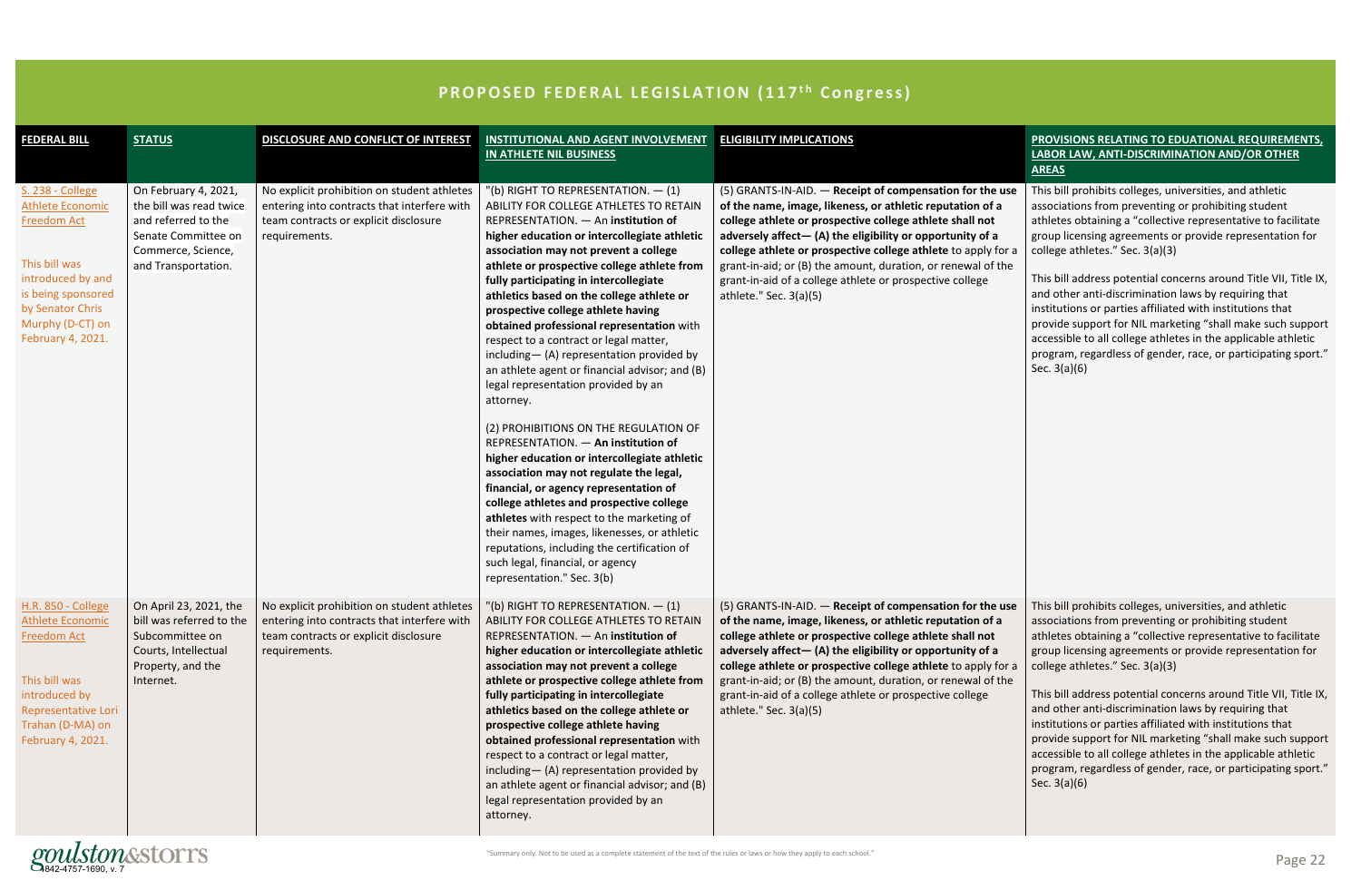# PROPOSED FEDERAL LEGISLATION (117th Congress)

| FEDERAL BILL | STATUS | DISCLOSURE AND CONFLICT OF INTEREST | INSTITUTIONAL AND AGENT INVOLVEMENT IN ATHLETE NIL BUSINESS | ELIGIBILITY IMPLICATIONS | PROVISIONS RELATING TO EDUATIONAL REQUIREMENTS, LABOR LAW, ANTI-DISCRIMINATION AND/OR OTHER AREAS |
|---|---|---|---|---|---|
| S. 238 - College Athlete Economic Freedom Act<br><br>This bill was introduced by and is being sponsored by Senator Chris Murphy (D-CT) on February 4, 2021. | On February 4, 2021, the bill was read twice and referred to the Senate Committee on Commerce, Science, and Transportation. | No explicit prohibition on student athletes entering into contracts that interfere with team contracts or explicit disclosure requirements. | "(b) RIGHT TO REPRESENTATION. — (1) ABILITY FOR COLLEGE ATHLETES TO RETAIN REPRESENTATION. — An **institution of higher education or intercollegiate athletic association may not prevent a college athlete or prospective college athlete from fully participating in intercollegiate athletics based on the college athlete or prospective college athlete having obtained professional representation** with respect to a contract or legal matter, including— (A) representation provided by an athlete agent or financial advisor; and (B) legal representation provided by an attorney.<br><br>(2) PROHIBITIONS ON THE REGULATION OF REPRESENTATION. — **An institution of higher education or intercollegiate athletic association may not regulate the legal, financial, or agency representation of college athletes and prospective college athletes** with respect to the marketing of their names, images, likenesses, or athletic reputations, including the certification of such legal, financial, or agency representation." Sec. 3(b) | (5) GRANTS-IN-AID. — **Receipt of compensation for the use of the name, image, likeness, or athletic reputation of a college athlete or prospective college athlete shall not adversely affect— (A) the eligibility or opportunity of a college athlete or prospective college athlete** to apply for a grant-in-aid; or (B) the amount, duration, or renewal of the grant-in-aid of a college athlete or prospective college athlete." Sec. 3(a)(5) | This bill prohibits colleges, universities, and athletic associations from preventing or prohibiting student athletes obtaining a "collective representative to facilitate group licensing agreements or provide representation for college athletes." Sec. 3(a)(3)<br><br>This bill address potential concerns around Title VII, Title IX, and other anti-discrimination laws by requiring that institutions or parties affiliated with institutions that provide support for NIL marketing "shall make such support accessible to all college athletes in the applicable athletic program, regardless of gender, race, or participating sport." Sec. 3(a)(6) |
| H.R. 850 - College Athlete Economic Freedom Act<br><br>This bill was introduced by Representative Lori Trahan (D-MA) on February 4, 2021. | On April 23, 2021, the bill was referred to the Subcommittee on Courts, Intellectual Property, and the Internet. | No explicit prohibition on student athletes entering into contracts that interfere with team contracts or explicit disclosure requirements. | "(b) RIGHT TO REPRESENTATION. — (1) ABILITY FOR COLLEGE ATHLETES TO RETAIN REPRESENTATION. — An **institution of higher education or intercollegiate athletic association may not prevent a college athlete or prospective college athlete from fully participating in intercollegiate athletics based on the college athlete or prospective college athlete having obtained professional representation** with respect to a contract or legal matter, including— (A) representation provided by an athlete agent or financial advisor; and (B) legal representation provided by an attorney. | (5) GRANTS-IN-AID. — **Receipt of compensation for the use of the name, image, likeness, or athletic reputation of a college athlete or prospective college athlete shall not adversely affect— (A) the eligibility or opportunity of a college athlete or prospective college athlete** to apply for a grant-in-aid; or (B) the amount, duration, or renewal of the grant-in-aid of a college athlete or prospective college athlete." Sec. 3(a)(5) | This bill prohibits colleges, universities, and athletic associations from preventing or prohibiting student athletes obtaining a "collective representative to facilitate group licensing agreements or provide representation for college athletes." Sec. 3(a)(3)<br><br>This bill address potential concerns around Title VII, Title IX, and other anti-discrimination laws by requiring that institutions or parties affiliated with institutions that provide support for NIL marketing "shall make such support accessible to all college athletes in the applicable athletic program, regardless of gender, race, or participating sport." Sec. 3(a)(6) |

"Summary only. Not to be used as a complete statement of the text of the rules or laws or how they apply to each school."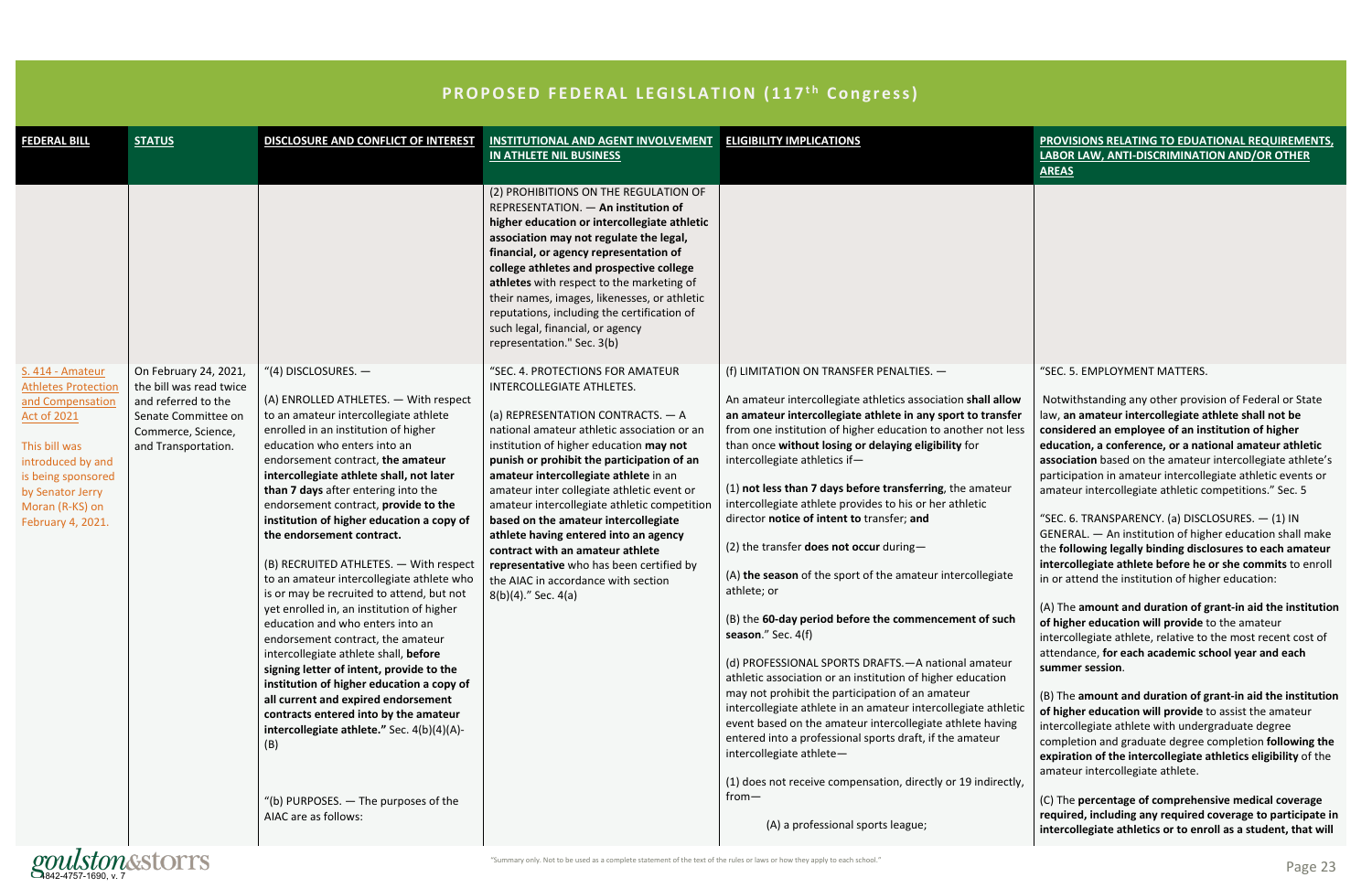# PROPOSED FEDERAL LEGISLATION (117th Congress)

| FEDERAL BILL | STATUS | DISCLOSURE AND CONFLICT OF INTEREST | INSTITUTIONAL AND AGENT INVOLVEMENT IN ATHLETE NIL BUSINESS | ELIGIBILITY IMPLICATIONS | PROVISIONS RELATING TO EDUATIONAL REQUIREMENTS, LABOR LAW, ANTI-DISCRIMINATION AND/OR OTHER AREAS |
|---|---|---|---|---|---|
| | | | (2) PROHIBITIONS ON THE REGULATION OF REPRESENTATION. — **An institution of higher education or intercollegiate athletic association may not regulate the legal, financial, or agency representation of college athletes and prospective college athletes** with respect to the marketing of their names, images, likenesses, or athletic reputations, including the certification of such legal, financial, or agency representation." Sec. 3(b) | | |
| S. 414 - Amateur Athletes Protection and Compensation Act of 2021<br><br>This bill was introduced by and is being sponsored by Senator Jerry Moran (R-KS) on February 4, 2021. | On February 24, 2021, the bill was read twice and referred to the Senate Committee on Commerce, Science, and Transportation. | "(4) DISCLOSURES. —<br><br>(A) ENROLLED ATHLETES. — With respect to an amateur intercollegiate athlete enrolled in an institution of higher education who enters into an endorsement contract, **the amateur intercollegiate athlete shall, not later than 7 days** after entering into the endorsement contract, **provide to the institution of higher education a copy of the endorsement contract.**<br><br>(B) RECRUITED ATHLETES. — With respect to an amateur intercollegiate athlete who is or may be recruited to attend, but not yet enrolled in, an institution of higher education and who enters into an endorsement contract, the amateur intercollegiate athlete shall, **before signing letter of intent, provide to the institution of higher education a copy of all current and expired endorsement contracts entered into by the amateur intercollegiate athlete."** Sec. 4(b)(4)(A)-(B)<br><br>"(b) PURPOSES. — The purposes of the AIAC are as follows: | "SEC. 4. PROTECTIONS FOR AMATEUR INTERCOLLEGIATE ATHLETES.<br><br>(a) REPRESENTATION CONTRACTS. — A national amateur athletic association or an institution of higher education **may not punish or prohibit the participation of an amateur intercollegiate athlete** in an amateur inter collegiate athletic event or amateur intercollegiate athletic competition **based on the amateur intercollegiate athlete having entered into an agency contract with an amateur athlete representative** who has been certified by the AIAC in accordance with section 8(b)(4)." Sec. 4(a) | (f) LIMITATION ON TRANSFER PENALTIES. —<br><br>An amateur intercollegiate athletics association **shall allow an amateur intercollegiate athlete in any sport to transfer** from one institution of higher education to another not less than once **without losing or delaying eligibility** for intercollegiate athletics if—<br><br>(1) **not less than 7 days before transferring**, the amateur intercollegiate athlete provides to his or her athletic director **notice of intent to** transfer; **and**<br><br>(2) the transfer **does not occur** during—<br><br>(A) **the season** of the sport of the amateur intercollegiate athlete; or<br><br>(B) the **60-day period before the commencement of such season**." Sec. 4(f)<br><br>(d) PROFESSIONAL SPORTS DRAFTS.—A national amateur athletic association or an institution of higher education may not prohibit the participation of an amateur intercollegiate athlete in an amateur intercollegiate athletic event based on the amateur intercollegiate athlete having entered into a professional sports draft, if the amateur intercollegiate athlete—<br><br>(1) does not receive compensation, directly or 19 indirectly, from—<br><br>(A) a professional sports league; | "SEC. 5. EMPLOYMENT MATTERS.<br><br>Notwithstanding any other provision of Federal or State law, **an amateur intercollegiate athlete shall not be considered an employee of an institution of higher education, a conference, or a national amateur athletic association** based on the amateur intercollegiate athlete's participation in amateur intercollegiate athletic events or amateur intercollegiate athletic competitions." Sec. 5<br><br>"SEC. 6. TRANSPARENCY. (a) DISCLOSURES. — (1) IN GENERAL. — An institution of higher education shall make the **following legally binding disclosures to each amateur intercollegiate athlete before he or she commits** to enroll in or attend the institution of higher education:<br><br>(A) The **amount and duration of grant-in aid the institution of higher education will provide** to the amateur intercollegiate athlete, relative to the most recent cost of attendance, **for each academic school year and each summer session**.<br><br>(B) The **amount and duration of grant-in aid the institution of higher education will provide** to assist the amateur intercollegiate athlete with undergraduate degree completion and graduate degree completion **following the expiration of the intercollegiate athletics eligibility** of the amateur intercollegiate athlete.<br><br>(C) The **percentage of comprehensive medical coverage required, including any required coverage to participate in intercollegiate athletics or to enroll as a student, that will** |

"Summary only. Not to be used as a complete statement of the text of the rules or laws or how they apply to each school."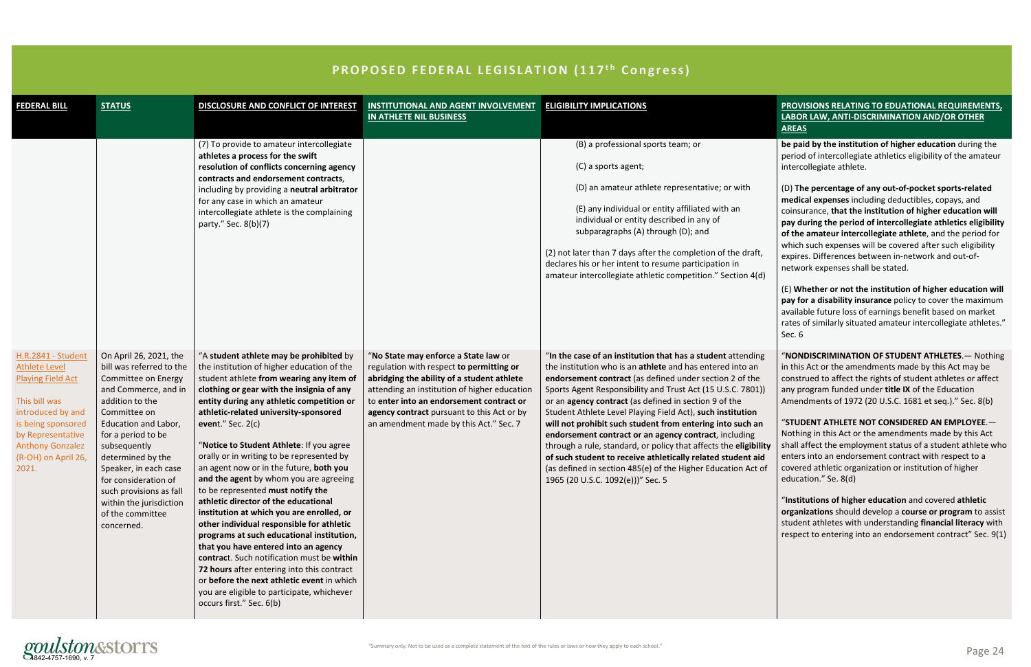## PROPOSED FEDERAL LEGISLATION (117th Congress)

| FEDERAL BILL | STATUS | DISCLOSURE AND CONFLICT OF INTEREST | INSTITUTIONAL AND AGENT INVOLVEMENT IN ATHLETE NIL BUSINESS | ELIGIBILITY IMPLICATIONS | PROVISIONS RELATING TO EDUATIONAL REQUIREMENTS, LABOR LAW, ANTI-DISCRIMINATION AND/OR OTHER AREAS |
|---|---|---|---|---|---|
| | | (7) To provide to amateur intercollegiate athletes **a process for the swift resolution of conflicts concerning agency contracts and endorsement contracts**, including by providing a **neutral arbitrator** for any case in which an amateur intercollegiate athlete is the complaining party." Sec. 8(b)(7) | | (B) a professional sports team; or<br><br>(C) a sports agent;<br><br>(D) an amateur athlete representative; or with<br><br>(E) any individual or entity affiliated with an individual or entity described in any of subparagraphs (A) through (D); and<br><br>(2) not later than 7 days after the completion of the draft, declares his or her intent to resume participation in amateur intercollegiate athletic competition." Section 4(d) | **be paid by the institution of higher education** during the period of intercollegiate athletics eligibility of the amateur intercollegiate athlete.<br><br>(D) **The percentage of any out-of-pocket sports-related medical expenses** including deductibles, copays, and coinsurance, **that the institution of higher education will pay during the period of intercollegiate athletics eligibility of the amateur intercollegiate athlete**, and the period for which such expenses will be covered after such eligibility expires. Differences between in-network and out-of-network expenses shall be stated.<br><br>(E) **Whether or not the institution of higher education will pay for a disability insurance** policy to cover the maximum available future loss of earnings benefit based on market rates of similarly situated amateur intercollegiate athletes." Sec. 6 |
| H.R.2841 - Student Athlete Level Playing Field Act<br><br>This bill was introduced by and is being sponsored by Representative Anthony Gonzalez (R-OH) on April 26, 2021. | On April 26, 2021, the bill was referred to the Committee on Energy and Commerce, and in addition to the Committee on Education and Labor, for a period to be subsequently determined by the Speaker, in each case for consideration of such provisions as fall within the jurisdiction of the committee concerned. | "A **student athlete may be prohibited** by the institution of higher education of the student athlete **from wearing any item of clothing or gear with the insignia of any entity during any athletic competition or athletic-related university-sponsored even**t." Sec. 2(c)<br><br>"**Notice to Student Athlete**: If you agree orally or in writing to be represented by an agent now or in the future, **both you and the agent** by whom you are agreeing to be represented **must notify the athletic director of the educational institution at which you are enrolled, or other individual responsible for athletic programs at such educational institution,** that you have entered into an agency **contrac**t. Such notification must be **within 72 hours** after entering into this contract or **before the next athletic event** in which you are eligible to participate, whichever occurs first." Sec. 6(b) | "**No State may enforce a State law** or regulation with respect **to permitting or abridging the ability of a student athlete** attending an institution of higher education to **enter into an endorsement contract or agency contract** pursuant to this Act or by an amendment made by this Act." Sec. 7 | "**In the case of an institution that has a student** attending the institution who is an **athlete** and has entered into an **endorsement contract** (as defined under section 2 of the Sports Agent Responsibility and Trust Act (15 U.S.C. 7801)) or an **agency contract** (as defined in section 9 of the Student Athlete Level Playing Field Act), **such institution will not prohibit such student from entering into such an endorsement contract or an agency contract**, including through a rule, standard, or policy that affects the **eligibility of such student to receive athletically related student aid** (as defined in section 485(e) of the Higher Education Act of 1965 (20 U.S.C. 1092(e)))" Sec. 5 | "**NONDISCRIMINATION OF STUDENT ATHLETES**.— Nothing in this Act or the amendments made by this Act may be construed to affect the rights of student athletes or affect any program funded under **title IX** of the Education Amendments of 1972 (20 U.S.C. 1681 et seq.)." Sec. 8(b)<br><br>"**STUDENT ATHLETE NOT CONSIDERED AN EMPLOYEE**.— Nothing in this Act or the amendments made by this Act shall affect the employment status of a student athlete who enters into an endorsement contract with respect to a covered athletic organization or institution of higher education." Se. 8(d)<br><br>"**Institutions of higher education** and covered **athletic organizations** should develop a **course or program** to assist student athletes with understanding **financial literacy** with respect to entering into an endorsement contract" Sec. 9(1) |

"Summary only. Not to be used as a complete statement of the text of the rules or laws or how they apply to each school."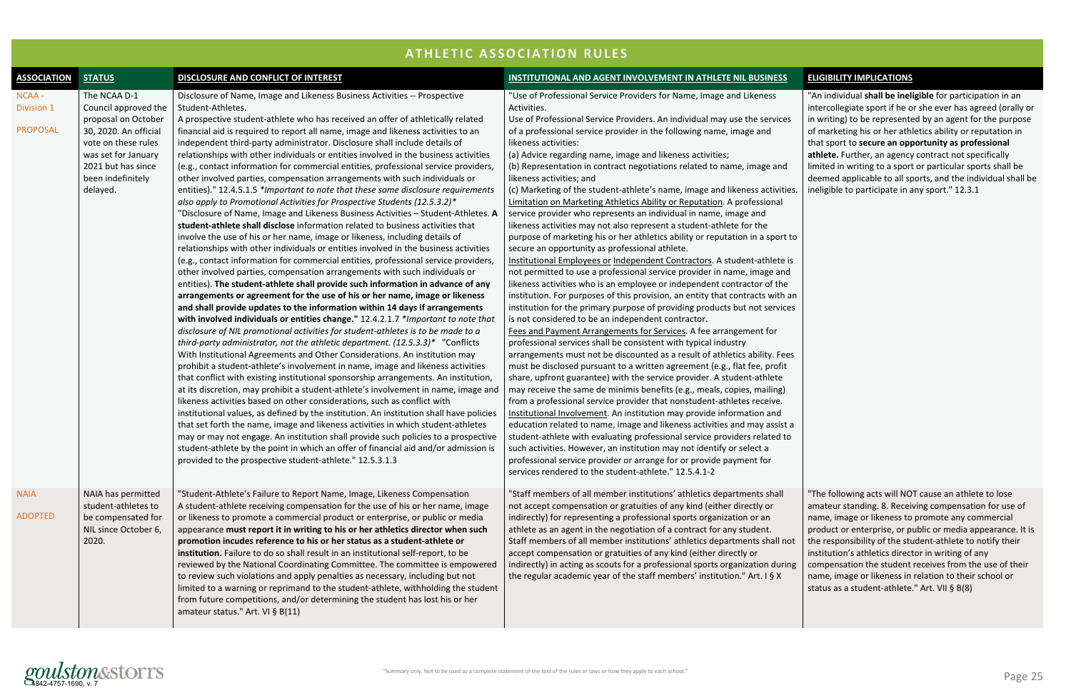# ATHLETIC ASSOCIATION RULES

| ASSOCIATION | STATUS | DISCLOSURE AND CONFLICT OF INTEREST | INSTITUTIONAL AND AGENT INVOLVEMENT IN ATHLETE NIL BUSINESS | ELIGIBILITY IMPLICATIONS |
|---|---|---|---|---|
| NCAA - Division 1<br><br>PROPOSAL | The NCAA D-1 Council approved the proposal on October 30, 2020. An official vote on these rules was set for January 2021 but has since been indefinitely delayed. | Disclosure of Name, Image and Likeness Business Activities -- Prospective Student-Athletes.<br>A prospective student-athlete who has received an offer of athletically related financial aid is required to report all name, image and likeness activities to an independent third-party administrator. Disclosure shall include details of relationships with other individuals or entities involved in the business activities (e.g., contact information for commercial entities, professional service providers, other involved parties, compensation arrangements with such individuals or entities)." 12.4.5.1.5 *Important to note that these same disclosure requirements also apply to Promotional Activities for Prospective Students (12.5.3.2)*<br>"Disclosure of Name, Image and Likeness Business Activities – Student-Athletes. **A student-athlete shall disclose** information related to business activities that involve the use of his or her name, image or likeness, including details of relationships with other individuals or entities involved in the business activities (e.g., contact information for commercial entities, professional service providers, other involved parties, compensation arrangements with such individuals or entities). **The student-athlete shall provide such information in advance of any arrangements or agreement for the use of his or her name, image or likeness and shall provide updates to the information within 14 days if arrangements with involved individuals or entities change."** 12.4.2.1.7 *Important to note that disclosure of NIL promotional activities for student-athletes is to be made to a third-party administrator, not the athletic department. (12.5.3.3)* "Conflicts With Institutional Agreements and Other Considerations. An institution may prohibit a student-athlete's involvement in name, image and likeness activities that conflict with existing institutional sponsorship arrangements. An institution, at its discretion, may prohibit a student-athlete's involvement in name, image and likeness activities based on other considerations, such as conflict with institutional values, as defined by the institution. An institution shall have policies that set forth the name, image and likeness activities in which student-athletes may or may not engage. An institution shall provide such policies to a prospective student-athlete by the point in which an offer of financial aid and/or admission is provided to the prospective student-athlete." 12.5.3.1.3 | "Use of Professional Service Providers for Name, Image and Likeness Activities.<br>Use of Professional Service Providers. An individual may use the services of a professional service provider in the following name, image and likeness activities:<br>(a) Advice regarding name, image and likeness activities;<br>(b) Representation in contract negotiations related to name, image and likeness activities; and<br>(c) Marketing of the student-athlete's name, image and likeness activities.<br>Limitation on Marketing Athletics Ability or Reputation. A professional service provider who represents an individual in name, image and likeness activities may not also represent a student-athlete for the purpose of marketing his or her athletics ability or reputation in a sport to secure an opportunity as professional athlete.<br>Institutional Employees or Independent Contractors. A student-athlete is not permitted to use a professional service provider in name, image and likeness activities who is an employee or independent contractor of the institution. For purposes of this provision, an entity that contracts with an institution for the primary purpose of providing products but not services is not considered to be an independent contractor.<br>Fees and Payment Arrangements for Services. A fee arrangement for professional services shall be consistent with typical industry arrangements must not be discounted as a result of athletics ability. Fees must be disclosed pursuant to a written agreement (e.g., flat fee, profit share, upfront guarantee) with the service provider. A student-athlete may receive the same de minimis benefits (e.g., meals, copies, mailing) from a professional service provider that nonstudent-athletes receive.<br>Institutional Involvement. An institution may provide information and education related to name, image and likeness activities and may assist a student-athlete with evaluating professional service providers related to such activities. However, an institution may not identify or select a professional service provider or arrange for or provide payment for services rendered to the student-athlete." 12.5.4.1-2 | "An individual **shall be ineligible** for participation in an intercollegiate sport if he or she ever has agreed (orally or in writing) to be represented by an agent for the purpose of marketing his or her athletics ability or reputation in that sport to **secure an opportunity as professional athlete.** Further, an agency contract not specifically limited in writing to a sport or particular sports shall be deemed applicable to all sports, and the individual shall be ineligible to participate in any sport." 12.3.1 |
| NAIA<br><br>ADOPTED | NAIA has permitted student-athletes to be compensated for NIL since October 6, 2020. | "Student-Athlete's Failure to Report Name, Image, Likeness Compensation<br>A student-athlete receiving compensation for the use of his or her name, image or likeness to promote a commercial product or enterprise, or public or media appearance **must report it in writing to his or her athletics director when such promotion incudes reference to his or her status as a student-athlete or institution.** Failure to do so shall result in an institutional self-report, to be reviewed by the National Coordinating Committee. The committee is empowered to review such violations and apply penalties as necessary, including but not limited to a warning or reprimand to the student-athlete, withholding the student from future competitions, and/or determining the student has lost his or her amateur status." Art. VI § B(11) | "Staff members of all member institutions' athletics departments shall not accept compensation or gratuities of any kind (either directly or indirectly) for representing a professional sports organization or an athlete as an agent in the negotiation of a contract for any student. Staff members of all member institutions' athletics departments shall not accept compensation or gratuities of any kind (either directly or indirectly) in acting as scouts for a professional sports organization during the regular academic year of the staff members' institution." Art. I § X | "The following acts will NOT cause an athlete to lose amateur standing. 8. Receiving compensation for use of name, image or likeness to promote any commercial product or enterprise, or public or media appearance. It is the responsibility of the student-athlete to notify their institution's athletics director in writing of any compensation the student receives from the use of their name, image or likeness in relation to their school or status as a student-athlete." Art. VII § B(8) |

"Summary only. Not to be used as a complete statement of the text of the rules or laws or how they apply to each school."